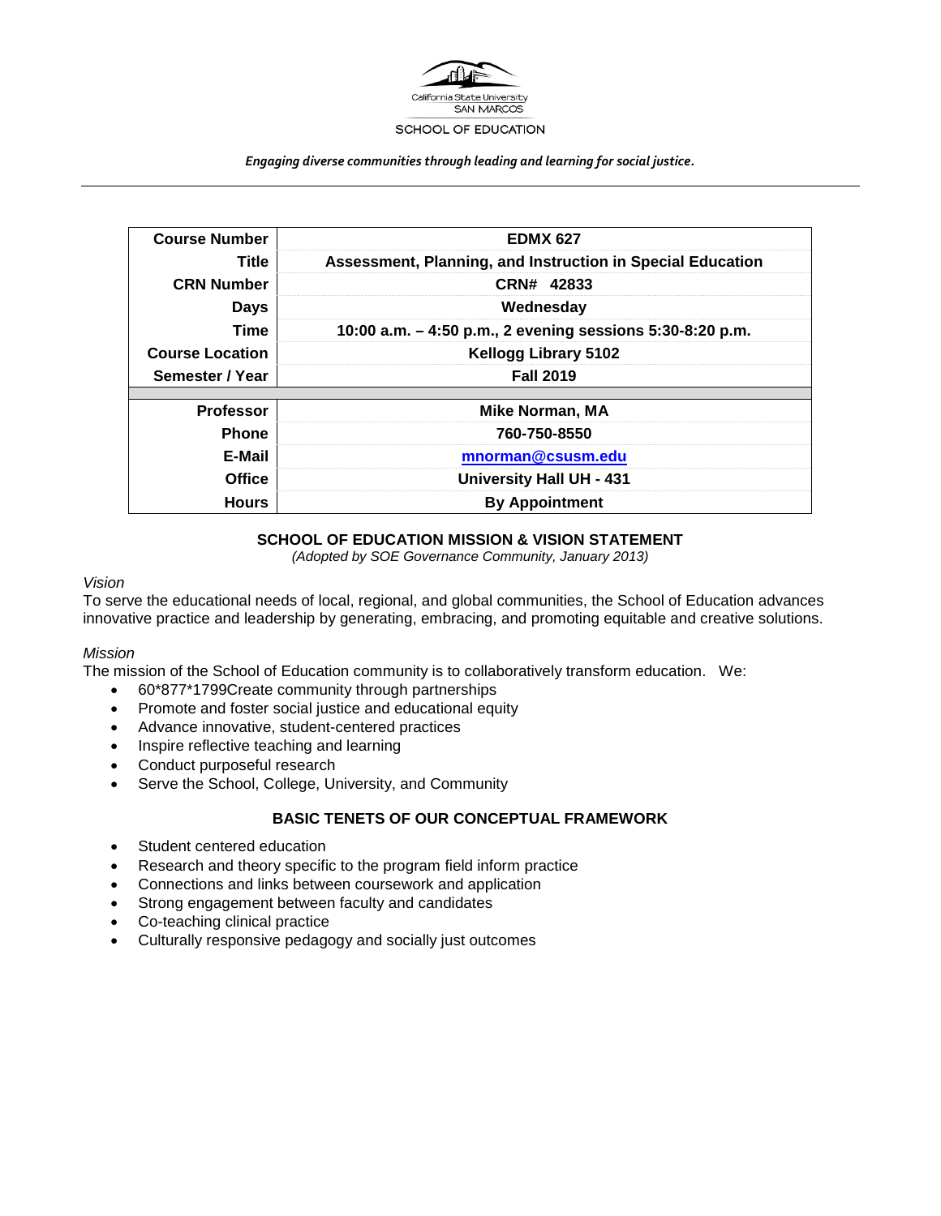California State University SAN MARCOS

SCHOOL OF EDUCATION

*Engaging diverse communities through leading and learning for social justice.*

| Course Number | EDMX 627 |
|---|---|
| Title | Assessment, Planning, and Instruction in Special Education |
| CRN Number | CRN# 42833 |
| Days | Wednesday |
| Time | 10:00 a.m. – 4:50 p.m., 2 evening sessions 5:30-8:20 p.m. |
| Course Location | Kellogg Library 5102 |
| Semester / Year | Fall 2019 |
| | |
| Professor | Mike Norman, MA |
| Phone | 760-750-8550 |
| E-Mail | mnorman@csusm.edu |
| Office | University Hall UH - 431 |
| Hours | By Appointment |

## SCHOOL OF EDUCATION MISSION & VISION STATEMENT

*(Adopted by SOE Governance Community, January 2013)*

*Vision*

To serve the educational needs of local, regional, and global communities, the School of Education advances innovative practice and leadership by generating, embracing, and promoting equitable and creative solutions.

*Mission*

The mission of the School of Education community is to collaboratively transform education. We:

- 60*877*1799Create community through partnerships
- Promote and foster social justice and educational equity
- Advance innovative, student-centered practices
- Inspire reflective teaching and learning
- Conduct purposeful research
- Serve the School, College, University, and Community

## BASIC TENETS OF OUR CONCEPTUAL FRAMEWORK

- Student centered education
- Research and theory specific to the program field inform practice
- Connections and links between coursework and application
- Strong engagement between faculty and candidates
- Co-teaching clinical practice
- Culturally responsive pedagogy and socially just outcomes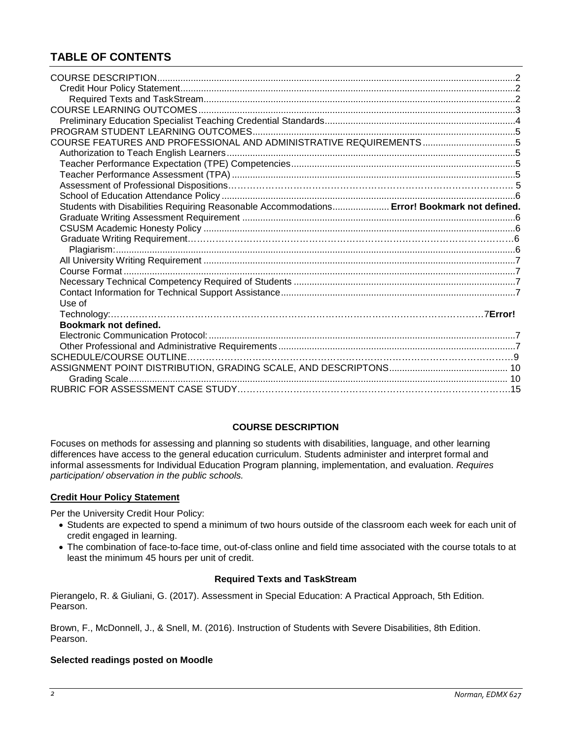## TABLE OF CONTENTS

COURSE DESCRIPTION....2
- Credit Hour Policy Statement....2
  - Required Texts and TaskStream....2

COURSE LEARNING OUTCOMES....3
- Preliminary Education Specialist Teaching Credential Standards....4

PROGRAM STUDENT LEARNING OUTCOMES....5

COURSE FEATURES AND PROFESSIONAL AND ADMINISTRATIVE REQUIREMENTS....5
- Authorization to Teach English Learners....5
- Teacher Performance Expectation (TPE) Competencies....5
- Teacher Performance Assessment (TPA)....5
- Assessment of Professional Dispositions....5
- School of Education Attendance Policy....6
- Students with Disabilities Requiring Reasonable Accommodations.... **Error! Bookmark not defined.**
- Graduate Writing Assessment Requirement....6
- CSUSM Academic Honesty Policy....6
- Graduate Writing Requirement....6
  - Plagiarism:....6
- All University Writing Requirement....7
- Course Format....7
- Necessary Technical Competency Required of Students....7
- Contact Information for Technical Support Assistance....7
- Use of Technology:....7**Error! Bookmark not defined.**
- Electronic Communication Protocol:....7
- Other Professional and Administrative Requirements....7

SCHEDULE/COURSE OUTLINE....9

ASSIGNMENT POINT DISTRIBUTION, GRADING SCALE, AND DESCRIPTONS....10
- Grading Scale....10

RUBRIC FOR ASSESSMENT CASE STUDY....15

### COURSE DESCRIPTION

Focuses on methods for assessing and planning so students with disabilities, language, and other learning differences have access to the general education curriculum. Students administer and interpret formal and informal assessments for Individual Education Program planning, implementation, and evaluation. *Requires participation/ observation in the public schools.*

#### Credit Hour Policy Statement

Per the University Credit Hour Policy:

- Students are expected to spend a minimum of two hours outside of the classroom each week for each unit of credit engaged in learning.
- The combination of face-to-face time, out-of-class online and field time associated with the course totals to at least the minimum 45 hours per unit of credit.

#### Required Texts and TaskStream

Pierangelo, R. & Giuliani, G. (2017). Assessment in Special Education: A Practical Approach, 5th Edition. Pearson.

Brown, F., McDonnell, J., & Snell, M. (2016). Instruction of Students with Severe Disabilities, 8th Edition. Pearson.

**Selected readings posted on Moodle**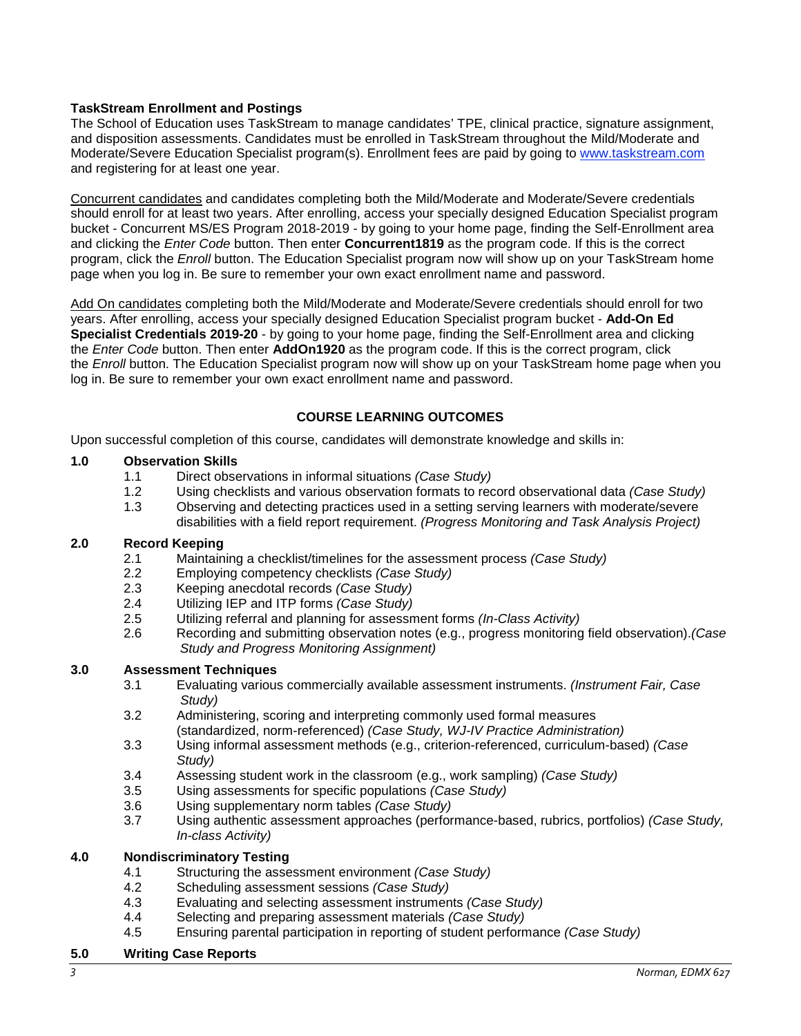**TaskStream Enrollment and Postings**

The School of Education uses TaskStream to manage candidates' TPE, clinical practice, signature assignment, and disposition assessments. Candidates must be enrolled in TaskStream throughout the Mild/Moderate and Moderate/Severe Education Specialist program(s). Enrollment fees are paid by going to [www.taskstream.com](http://www.taskstream.com) and registering for at least one year.

Concurrent candidates and candidates completing both the Mild/Moderate and Moderate/Severe credentials should enroll for at least two years. After enrolling, access your specially designed Education Specialist program bucket - Concurrent MS/ES Program 2018-2019 - by going to your home page, finding the Self-Enrollment area and clicking the *Enter Code* button. Then enter **Concurrent1819** as the program code. If this is the correct program, click the *Enroll* button. The Education Specialist program now will show up on your TaskStream home page when you log in. Be sure to remember your own exact enrollment name and password.

Add On candidates completing both the Mild/Moderate and Moderate/Severe credentials should enroll for two years. After enrolling, access your specially designed Education Specialist program bucket - **Add-On Ed Specialist Credentials 2019-20** - by going to your home page, finding the Self-Enrollment area and clicking the *Enter Code* button. Then enter **AddOn1920** as the program code. If this is the correct program, click the *Enroll* button. The Education Specialist program now will show up on your TaskStream home page when you log in. Be sure to remember your own exact enrollment name and password.

## COURSE LEARNING OUTCOMES

Upon successful completion of this course, candidates will demonstrate knowledge and skills in:

**1.0 Observation Skills**

- 1.1 Direct observations in informal situations *(Case Study)*
- 1.2 Using checklists and various observation formats to record observational data *(Case Study)*
- 1.3 Observing and detecting practices used in a setting serving learners with moderate/severe disabilities with a field report requirement. *(Progress Monitoring and Task Analysis Project)*

**2.0 Record Keeping**

- 2.1 Maintaining a checklist/timelines for the assessment process *(Case Study)*
- 2.2 Employing competency checklists *(Case Study)*
- 2.3 Keeping anecdotal records *(Case Study)*
- 2.4 Utilizing IEP and ITP forms *(Case Study)*
- 2.5 Utilizing referral and planning for assessment forms *(In-Class Activity)*
- 2.6 Recording and submitting observation notes (e.g., progress monitoring field observation).*(Case Study and Progress Monitoring Assignment)*

**3.0 Assessment Techniques**

- 3.1 Evaluating various commercially available assessment instruments. *(Instrument Fair, Case Study)*
- 3.2 Administering, scoring and interpreting commonly used formal measures (standardized, norm-referenced) *(Case Study, WJ-IV Practice Administration)*
- 3.3 Using informal assessment methods (e.g., criterion-referenced, curriculum-based) *(Case Study)*
- 3.4 Assessing student work in the classroom (e.g., work sampling) *(Case Study)*
- 3.5 Using assessments for specific populations *(Case Study)*
- 3.6 Using supplementary norm tables *(Case Study)*
- 3.7 Using authentic assessment approaches (performance-based, rubrics, portfolios) *(Case Study, In-class Activity)*

**4.0 Nondiscriminatory Testing**

- 4.1 Structuring the assessment environment *(Case Study)*
- 4.2 Scheduling assessment sessions *(Case Study)*
- 4.3 Evaluating and selecting assessment instruments *(Case Study)*
- 4.4 Selecting and preparing assessment materials *(Case Study)*
- 4.5 Ensuring parental participation in reporting of student performance *(Case Study)*

**5.0 Writing Case Reports**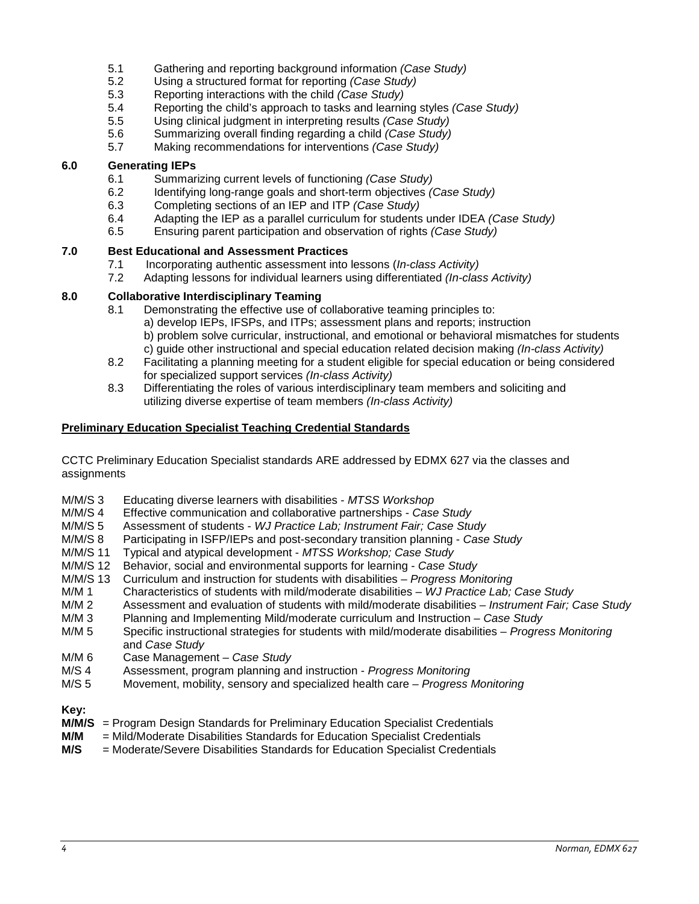- 5.1 Gathering and reporting background information *(Case Study)*
- 5.2 Using a structured format for reporting *(Case Study)*
- 5.3 Reporting interactions with the child *(Case Study)*
- 5.4 Reporting the child's approach to tasks and learning styles *(Case Study)*
- 5.5 Using clinical judgment in interpreting results *(Case Study)*
- 5.6 Summarizing overall finding regarding a child *(Case Study)*
- 5.7 Making recommendations for interventions *(Case Study)*

**6.0 Generating IEPs**

- 6.1 Summarizing current levels of functioning *(Case Study)*
- 6.2 Identifying long-range goals and short-term objectives *(Case Study)*
- 6.3 Completing sections of an IEP and ITP *(Case Study)*
- 6.4 Adapting the IEP as a parallel curriculum for students under IDEA *(Case Study)*
- 6.5 Ensuring parent participation and observation of rights *(Case Study)*

**7.0 Best Educational and Assessment Practices**

- 7.1 Incorporating authentic assessment into lessons (*In-class Activity)*
- 7.2 Adapting lessons for individual learners using differentiated *(In-class Activity)*

**8.0 Collaborative Interdisciplinary Teaming**

- 8.1 Demonstrating the effective use of collaborative teaming principles to:
  a) develop IEPs, IFSPs, and ITPs; assessment plans and reports; instruction
  b) problem solve curricular, instructional, and emotional or behavioral mismatches for students
  c) guide other instructional and special education related decision making *(In-class Activity)*
- 8.2 Facilitating a planning meeting for a student eligible for special education or being considered for specialized support services *(In-class Activity)*
- 8.3 Differentiating the roles of various interdisciplinary team members and soliciting and utilizing diverse expertise of team members *(In-class Activity)*

**Preliminary Education Specialist Teaching Credential Standards**

CCTC Preliminary Education Specialist standards ARE addressed by EDMX 627 via the classes and assignments

- M/M/S 3 Educating diverse learners with disabilities - *MTSS Workshop*
- M/M/S 4 Effective communication and collaborative partnerships - *Case Study*
- M/M/S 5 Assessment of students - *WJ Practice Lab; Instrument Fair; Case Study*
- M/M/S 8 Participating in ISFP/IEPs and post-secondary transition planning - *Case Study*
- M/M/S 11 Typical and atypical development - *MTSS Workshop; Case Study*
- M/M/S 12 Behavior, social and environmental supports for learning - *Case Study*
- M/M/S 13 Curriculum and instruction for students with disabilities – *Progress Monitoring*
- M/M 1 Characteristics of students with mild/moderate disabilities – *WJ Practice Lab; Case Study*
- M/M 2 Assessment and evaluation of students with mild/moderate disabilities – *Instrument Fair; Case Study*
- M/M 3 Planning and Implementing Mild/moderate curriculum and Instruction – *Case Study*
- M/M 5 Specific instructional strategies for students with mild/moderate disabilities – *Progress Monitoring* and *Case Study*
- M/M 6 Case Management – *Case Study*
- M/S 4 Assessment, program planning and instruction - *Progress Monitoring*
- M/S 5 Movement, mobility, sensory and specialized health care – *Progress Monitoring*

**Key:**

**M/M/S** = Program Design Standards for Preliminary Education Specialist Credentials
**M/M** = Mild/Moderate Disabilities Standards for Education Specialist Credentials
**M/S** = Moderate/Severe Disabilities Standards for Education Specialist Credentials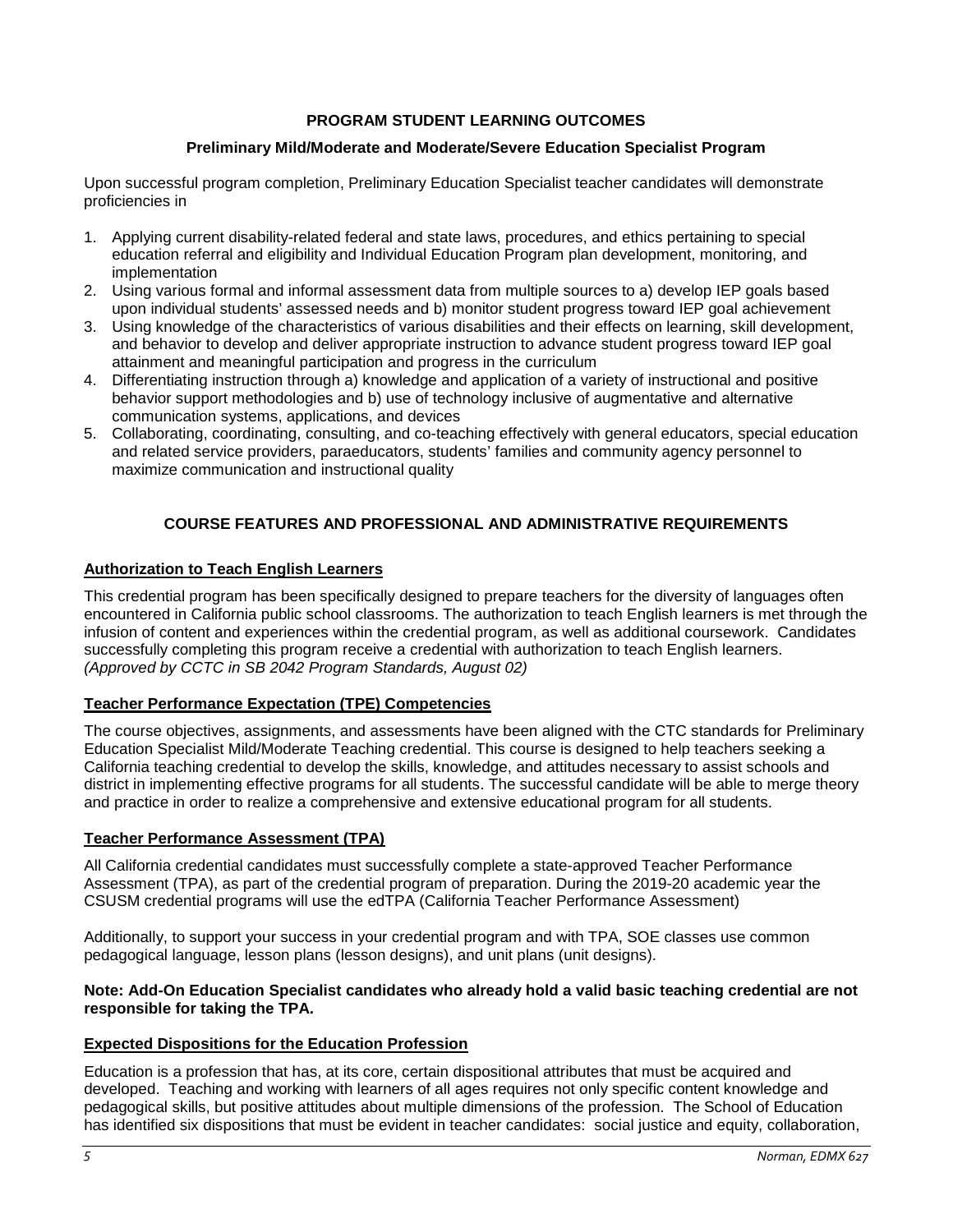## PROGRAM STUDENT LEARNING OUTCOMES

### Preliminary Mild/Moderate and Moderate/Severe Education Specialist Program

Upon successful program completion, Preliminary Education Specialist teacher candidates will demonstrate proficiencies in

1. Applying current disability-related federal and state laws, procedures, and ethics pertaining to special education referral and eligibility and Individual Education Program plan development, monitoring, and implementation
2. Using various formal and informal assessment data from multiple sources to a) develop IEP goals based upon individual students' assessed needs and b) monitor student progress toward IEP goal achievement
3. Using knowledge of the characteristics of various disabilities and their effects on learning, skill development, and behavior to develop and deliver appropriate instruction to advance student progress toward IEP goal attainment and meaningful participation and progress in the curriculum
4. Differentiating instruction through a) knowledge and application of a variety of instructional and positive behavior support methodologies and b) use of technology inclusive of augmentative and alternative communication systems, applications, and devices
5. Collaborating, coordinating, consulting, and co-teaching effectively with general educators, special education and related service providers, paraeducators, students' families and community agency personnel to maximize communication and instructional quality

## COURSE FEATURES AND PROFESSIONAL AND ADMINISTRATIVE REQUIREMENTS

### Authorization to Teach English Learners

This credential program has been specifically designed to prepare teachers for the diversity of languages often encountered in California public school classrooms. The authorization to teach English learners is met through the infusion of content and experiences within the credential program, as well as additional coursework. Candidates successfully completing this program receive a credential with authorization to teach English learners. *(Approved by CCTC in SB 2042 Program Standards, August 02)*

### Teacher Performance Expectation (TPE) Competencies

The course objectives, assignments, and assessments have been aligned with the CTC standards for Preliminary Education Specialist Mild/Moderate Teaching credential. This course is designed to help teachers seeking a California teaching credential to develop the skills, knowledge, and attitudes necessary to assist schools and district in implementing effective programs for all students. The successful candidate will be able to merge theory and practice in order to realize a comprehensive and extensive educational program for all students.

### Teacher Performance Assessment (TPA)

All California credential candidates must successfully complete a state-approved Teacher Performance Assessment (TPA), as part of the credential program of preparation. During the 2019-20 academic year the CSUSM credential programs will use the edTPA (California Teacher Performance Assessment)

Additionally, to support your success in your credential program and with TPA, SOE classes use common pedagogical language, lesson plans (lesson designs), and unit plans (unit designs).

**Note: Add-On Education Specialist candidates who already hold a valid basic teaching credential are not responsible for taking the TPA.**

### Expected Dispositions for the Education Profession

Education is a profession that has, at its core, certain dispositional attributes that must be acquired and developed. Teaching and working with learners of all ages requires not only specific content knowledge and pedagogical skills, but positive attitudes about multiple dimensions of the profession. The School of Education has identified six dispositions that must be evident in teacher candidates: social justice and equity, collaboration,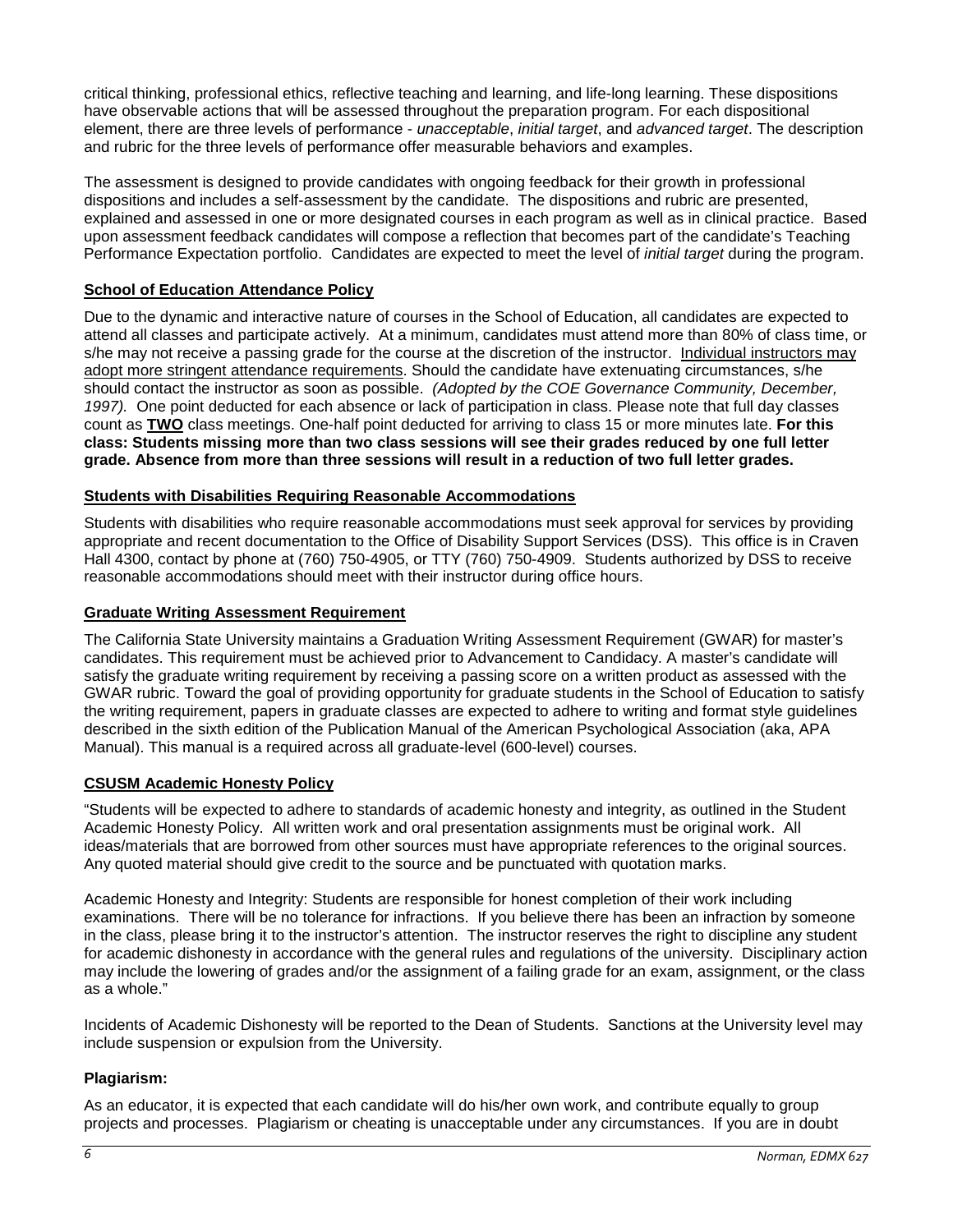critical thinking, professional ethics, reflective teaching and learning, and life-long learning. These dispositions have observable actions that will be assessed throughout the preparation program. For each dispositional element, there are three levels of performance - *unacceptable*, *initial target*, and *advanced target*. The description and rubric for the three levels of performance offer measurable behaviors and examples.

The assessment is designed to provide candidates with ongoing feedback for their growth in professional dispositions and includes a self-assessment by the candidate. The dispositions and rubric are presented, explained and assessed in one or more designated courses in each program as well as in clinical practice. Based upon assessment feedback candidates will compose a reflection that becomes part of the candidate's Teaching Performance Expectation portfolio. Candidates are expected to meet the level of *initial target* during the program.

## School of Education Attendance Policy

Due to the dynamic and interactive nature of courses in the School of Education, all candidates are expected to attend all classes and participate actively. At a minimum, candidates must attend more than 80% of class time, or s/he may not receive a passing grade for the course at the discretion of the instructor. Individual instructors may adopt more stringent attendance requirements. Should the candidate have extenuating circumstances, s/he should contact the instructor as soon as possible. *(Adopted by the COE Governance Community, December, 1997).* One point deducted for each absence or lack of participation in class. Please note that full day classes count as **TWO** class meetings. One-half point deducted for arriving to class 15 or more minutes late. **For this class: Students missing more than two class sessions will see their grades reduced by one full letter grade. Absence from more than three sessions will result in a reduction of two full letter grades.**

## Students with Disabilities Requiring Reasonable Accommodations

Students with disabilities who require reasonable accommodations must seek approval for services by providing appropriate and recent documentation to the Office of Disability Support Services (DSS). This office is in Craven Hall 4300, contact by phone at (760) 750-4905, or TTY (760) 750-4909. Students authorized by DSS to receive reasonable accommodations should meet with their instructor during office hours.

## Graduate Writing Assessment Requirement

The California State University maintains a Graduation Writing Assessment Requirement (GWAR) for master's candidates. This requirement must be achieved prior to Advancement to Candidacy. A master's candidate will satisfy the graduate writing requirement by receiving a passing score on a written product as assessed with the GWAR rubric. Toward the goal of providing opportunity for graduate students in the School of Education to satisfy the writing requirement, papers in graduate classes are expected to adhere to writing and format style guidelines described in the sixth edition of the Publication Manual of the American Psychological Association (aka, APA Manual). This manual is a required across all graduate-level (600-level) courses.

## CSUSM Academic Honesty Policy

"Students will be expected to adhere to standards of academic honesty and integrity, as outlined in the Student Academic Honesty Policy. All written work and oral presentation assignments must be original work. All ideas/materials that are borrowed from other sources must have appropriate references to the original sources. Any quoted material should give credit to the source and be punctuated with quotation marks.

Academic Honesty and Integrity: Students are responsible for honest completion of their work including examinations. There will be no tolerance for infractions. If you believe there has been an infraction by someone in the class, please bring it to the instructor's attention. The instructor reserves the right to discipline any student for academic dishonesty in accordance with the general rules and regulations of the university. Disciplinary action may include the lowering of grades and/or the assignment of a failing grade for an exam, assignment, or the class as a whole."

Incidents of Academic Dishonesty will be reported to the Dean of Students. Sanctions at the University level may include suspension or expulsion from the University.

### Plagiarism:

As an educator, it is expected that each candidate will do his/her own work, and contribute equally to group projects and processes. Plagiarism or cheating is unacceptable under any circumstances. If you are in doubt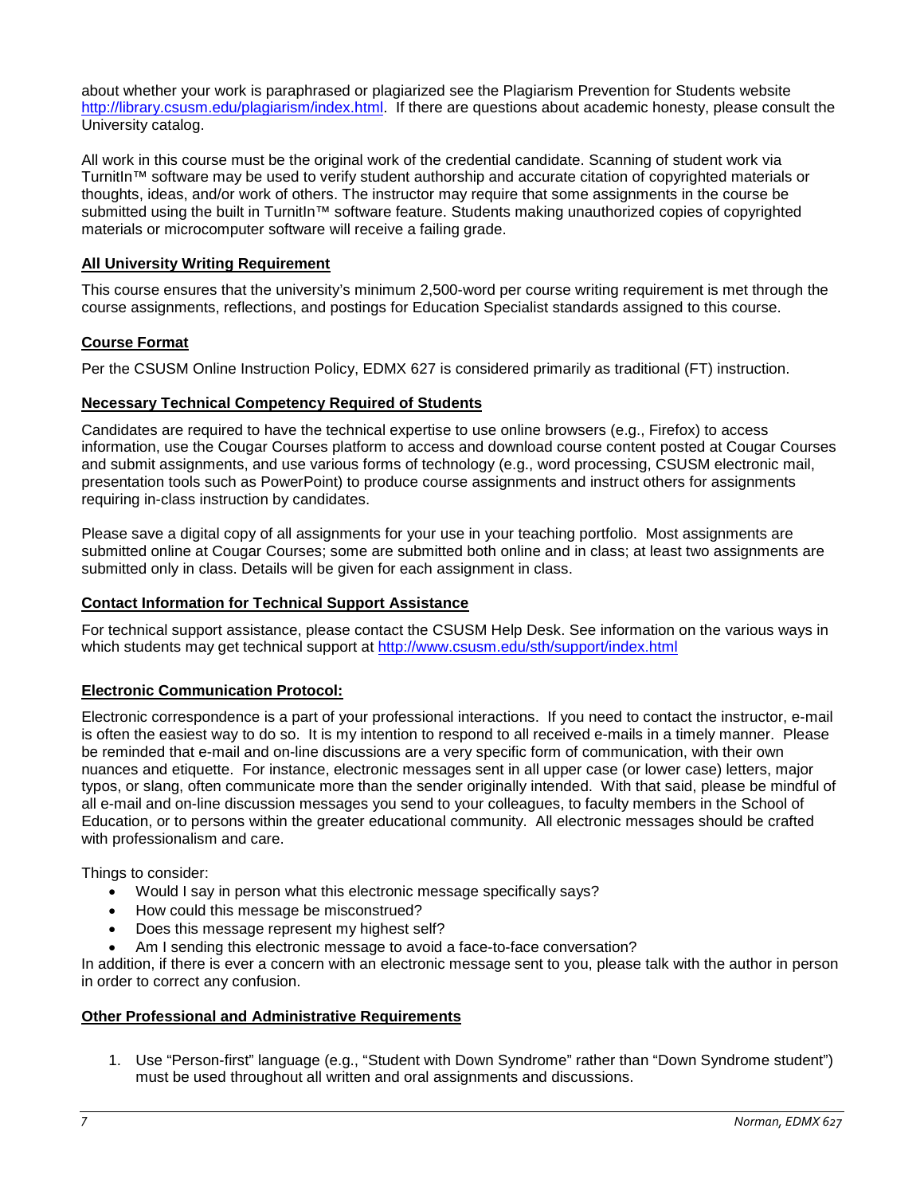about whether your work is paraphrased or plagiarized see the Plagiarism Prevention for Students website http://library.csusm.edu/plagiarism/index.html. If there are questions about academic honesty, please consult the University catalog.

All work in this course must be the original work of the credential candidate. Scanning of student work via TurnitIn™ software may be used to verify student authorship and accurate citation of copyrighted materials or thoughts, ideas, and/or work of others. The instructor may require that some assignments in the course be submitted using the built in TurnitIn™ software feature. Students making unauthorized copies of copyrighted materials or microcomputer software will receive a failing grade.

## All University Writing Requirement

This course ensures that the university's minimum 2,500-word per course writing requirement is met through the course assignments, reflections, and postings for Education Specialist standards assigned to this course.

## Course Format

Per the CSUSM Online Instruction Policy, EDMX 627 is considered primarily as traditional (FT) instruction.

## Necessary Technical Competency Required of Students

Candidates are required to have the technical expertise to use online browsers (e.g., Firefox) to access information, use the Cougar Courses platform to access and download course content posted at Cougar Courses and submit assignments, and use various forms of technology (e.g., word processing, CSUSM electronic mail, presentation tools such as PowerPoint) to produce course assignments and instruct others for assignments requiring in-class instruction by candidates.

Please save a digital copy of all assignments for your use in your teaching portfolio. Most assignments are submitted online at Cougar Courses; some are submitted both online and in class; at least two assignments are submitted only in class. Details will be given for each assignment in class.

## Contact Information for Technical Support Assistance

For technical support assistance, please contact the CSUSM Help Desk. See information on the various ways in which students may get technical support at http://www.csusm.edu/sth/support/index.html

## Electronic Communication Protocol:

Electronic correspondence is a part of your professional interactions. If you need to contact the instructor, e-mail is often the easiest way to do so. It is my intention to respond to all received e-mails in a timely manner. Please be reminded that e-mail and on-line discussions are a very specific form of communication, with their own nuances and etiquette. For instance, electronic messages sent in all upper case (or lower case) letters, major typos, or slang, often communicate more than the sender originally intended. With that said, please be mindful of all e-mail and on-line discussion messages you send to your colleagues, to faculty members in the School of Education, or to persons within the greater educational community. All electronic messages should be crafted with professionalism and care.

Things to consider:

- Would I say in person what this electronic message specifically says?
- How could this message be misconstrued?
- Does this message represent my highest self?
- Am I sending this electronic message to avoid a face-to-face conversation?

In addition, if there is ever a concern with an electronic message sent to you, please talk with the author in person in order to correct any confusion.

## Other Professional and Administrative Requirements

1. Use "Person-first" language (e.g., "Student with Down Syndrome" rather than "Down Syndrome student") must be used throughout all written and oral assignments and discussions.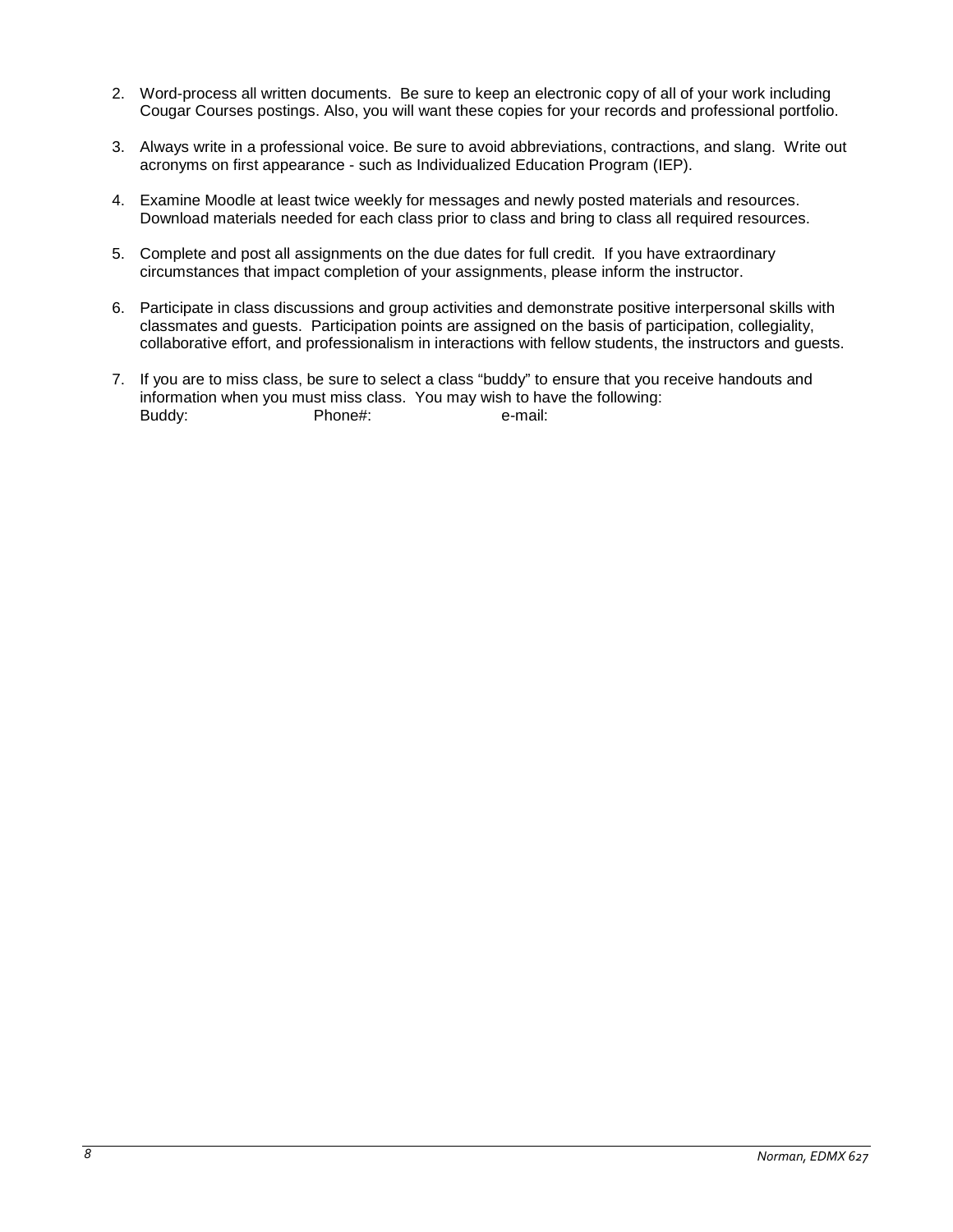2. Word-process all written documents. Be sure to keep an electronic copy of all of your work including Cougar Courses postings. Also, you will want these copies for your records and professional portfolio.

3. Always write in a professional voice. Be sure to avoid abbreviations, contractions, and slang. Write out acronyms on first appearance - such as Individualized Education Program (IEP).

4. Examine Moodle at least twice weekly for messages and newly posted materials and resources. Download materials needed for each class prior to class and bring to class all required resources.

5. Complete and post all assignments on the due dates for full credit. If you have extraordinary circumstances that impact completion of your assignments, please inform the instructor.

6. Participate in class discussions and group activities and demonstrate positive interpersonal skills with classmates and guests. Participation points are assigned on the basis of participation, collegiality, collaborative effort, and professionalism in interactions with fellow students, the instructors and guests.

7. If you are to miss class, be sure to select a class "buddy" to ensure that you receive handouts and information when you must miss class. You may wish to have the following:
   Buddy: Phone#: e-mail: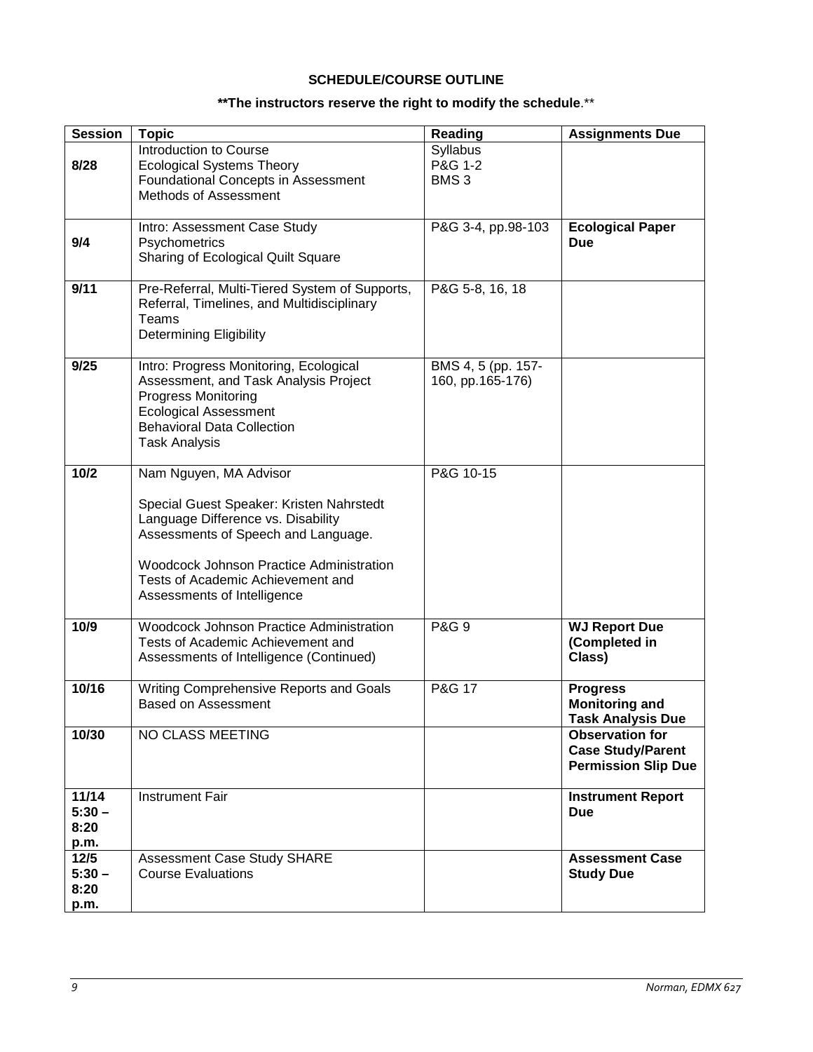## SCHEDULE/COURSE OUTLINE

**\*\*The instructors reserve the right to modify the schedule**.\*\*

| Session | Topic | Reading | Assignments Due |
|---|---|---|---|
| **8/28** | Introduction to Course<br>Ecological Systems Theory<br>Foundational Concepts in Assessment<br>Methods of Assessment | Syllabus<br>P&G 1-2<br>BMS 3 | |
| **9/4** | Intro: Assessment Case Study<br>Psychometrics<br>Sharing of Ecological Quilt Square | P&G 3-4, pp.98-103 | **Ecological Paper Due** |
| **9/11** | Pre-Referral, Multi-Tiered System of Supports, Referral, Timelines, and Multidisciplinary Teams<br>Determining Eligibility | P&G 5-8, 16, 18 | |
| **9/25** | Intro: Progress Monitoring, Ecological Assessment, and Task Analysis Project<br>Progress Monitoring<br>Ecological Assessment<br>Behavioral Data Collection<br>Task Analysis | BMS 4, 5 (pp. 157-160, pp.165-176) | |
| **10/2** | Nam Nguyen, MA Advisor<br><br>Special Guest Speaker: Kristen Nahrstedt<br>Language Difference vs. Disability<br>Assessments of Speech and Language.<br><br>Woodcock Johnson Practice Administration<br>Tests of Academic Achievement and Assessments of Intelligence | P&G 10-15 | |
| **10/9** | Woodcock Johnson Practice Administration<br>Tests of Academic Achievement and Assessments of Intelligence (Continued) | P&G 9 | **WJ Report Due (Completed in Class)** |
| **10/16** | Writing Comprehensive Reports and Goals Based on Assessment | P&G 17 | **Progress Monitoring and Task Analysis Due** |
| **10/30** | NO CLASS MEETING | | **Observation for Case Study/Parent Permission Slip Due** |
| **11/14 5:30 – 8:20 p.m.** | Instrument Fair | | **Instrument Report Due** |
| **12/5 5:30 – 8:20 p.m.** | Assessment Case Study SHARE<br>Course Evaluations | | **Assessment Case Study Due** |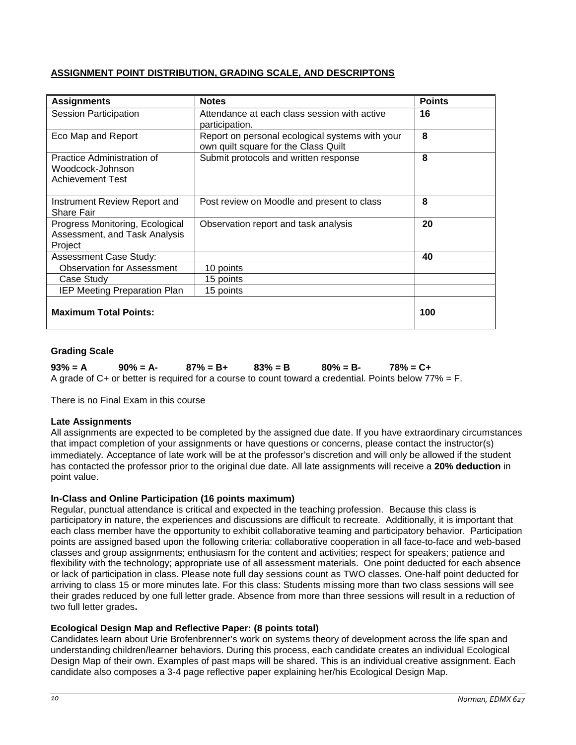**ASSIGNMENT POINT DISTRIBUTION, GRADING SCALE, AND DESCRIPTONS**

| Assignments | Notes | Points |
|---|---|---|
| Session Participation | Attendance at each class session with active participation. | **16** |
| Eco Map and Report | Report on personal ecological systems with your own quilt square for the Class Quilt | **8** |
| Practice Administration of Woodcock-Johnson Achievement Test | Submit protocols and written response | **8** |
| Instrument Review Report and Share Fair | Post review on Moodle and present to class | **8** |
| Progress Monitoring, Ecological Assessment, and Task Analysis Project | Observation report and task analysis | **20** |
| Assessment Case Study: | | **40** |
| Observation for Assessment | 10 points | |
| Case Study | 15 points | |
| IEP Meeting Preparation Plan | 15 points | |
| **Maximum Total Points:** | | **100** |

**Grading Scale**

**93% = A 90% = A- 87% = B+ 83% = B 80% = B- 78% = C+**

A grade of C+ or better is required for a course to count toward a credential. Points below 77% = F.

There is no Final Exam in this course

**Late Assignments**

All assignments are expected to be completed by the assigned due date. If you have extraordinary circumstances that impact completion of your assignments or have questions or concerns, please contact the instructor(s) immediately. Acceptance of late work will be at the professor's discretion and will only be allowed if the student has contacted the professor prior to the original due date. All late assignments will receive a **20% deduction** in point value.

**In-Class and Online Participation (16 points maximum)**

Regular, punctual attendance is critical and expected in the teaching profession. Because this class is participatory in nature, the experiences and discussions are difficult to recreate. Additionally, it is important that each class member have the opportunity to exhibit collaborative teaming and participatory behavior. Participation points are assigned based upon the following criteria: collaborative cooperation in all face-to-face and web-based classes and group assignments; enthusiasm for the content and activities; respect for speakers; patience and flexibility with the technology; appropriate use of all assessment materials. One point deducted for each absence or lack of participation in class. Please note full day sessions count as TWO classes. One-half point deducted for arriving to class 15 or more minutes late. For this class: Students missing more than two class sessions will see their grades reduced by one full letter grade. Absence from more than three sessions will result in a reduction of two full letter grades**.**

**Ecological Design Map and Reflective Paper: (8 points total)**

Candidates learn about Urie Brofenbrenner's work on systems theory of development across the life span and understanding children/learner behaviors. During this process, each candidate creates an individual Ecological Design Map of their own. Examples of past maps will be shared. This is an individual creative assignment. Each candidate also composes a 3-4 page reflective paper explaining her/his Ecological Design Map.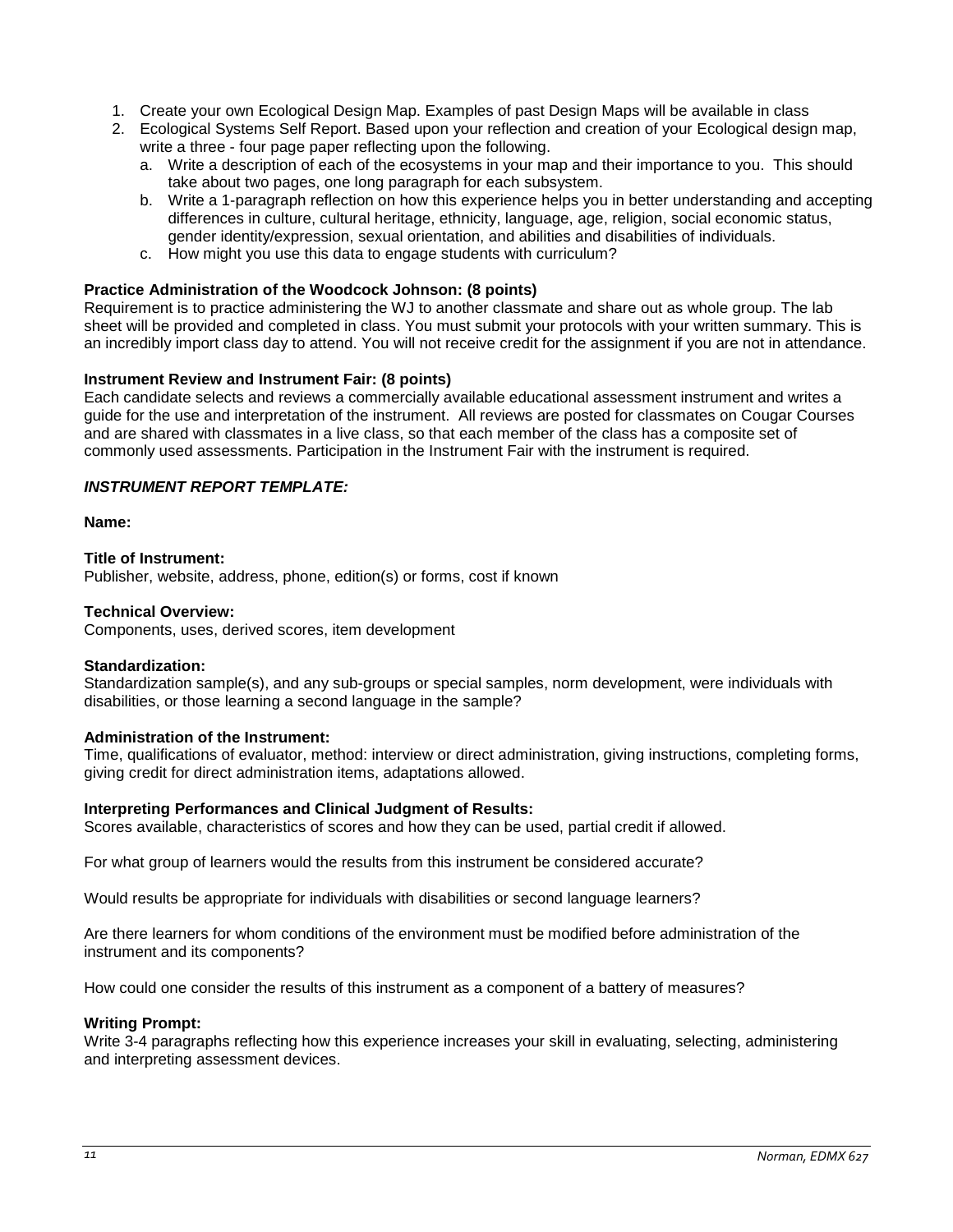1. Create your own Ecological Design Map. Examples of past Design Maps will be available in class
2. Ecological Systems Self Report. Based upon your reflection and creation of your Ecological design map, write a three - four page paper reflecting upon the following.
   a. Write a description of each of the ecosystems in your map and their importance to you. This should take about two pages, one long paragraph for each subsystem.
   b. Write a 1-paragraph reflection on how this experience helps you in better understanding and accepting differences in culture, cultural heritage, ethnicity, language, age, religion, social economic status, gender identity/expression, sexual orientation, and abilities and disabilities of individuals.
   c. How might you use this data to engage students with curriculum?

**Practice Administration of the Woodcock Johnson: (8 points)**
Requirement is to practice administering the WJ to another classmate and share out as whole group. The lab sheet will be provided and completed in class. You must submit your protocols with your written summary. This is an incredibly import class day to attend. You will not receive credit for the assignment if you are not in attendance.

**Instrument Review and Instrument Fair: (8 points)**
Each candidate selects and reviews a commercially available educational assessment instrument and writes a guide for the use and interpretation of the instrument. All reviews are posted for classmates on Cougar Courses and are shared with classmates in a live class, so that each member of the class has a composite set of commonly used assessments. Participation in the Instrument Fair with the instrument is required.

***INSTRUMENT REPORT TEMPLATE:***

**Name:**

**Title of Instrument:**
Publisher, website, address, phone, edition(s) or forms, cost if known

**Technical Overview:**
Components, uses, derived scores, item development

**Standardization:**
Standardization sample(s), and any sub-groups or special samples, norm development, were individuals with disabilities, or those learning a second language in the sample?

**Administration of the Instrument:**
Time, qualifications of evaluator, method: interview or direct administration, giving instructions, completing forms, giving credit for direct administration items, adaptations allowed.

**Interpreting Performances and Clinical Judgment of Results:**
Scores available, characteristics of scores and how they can be used, partial credit if allowed.

For what group of learners would the results from this instrument be considered accurate?

Would results be appropriate for individuals with disabilities or second language learners?

Are there learners for whom conditions of the environment must be modified before administration of the instrument and its components?

How could one consider the results of this instrument as a component of a battery of measures?

**Writing Prompt:**
Write 3-4 paragraphs reflecting how this experience increases your skill in evaluating, selecting, administering and interpreting assessment devices.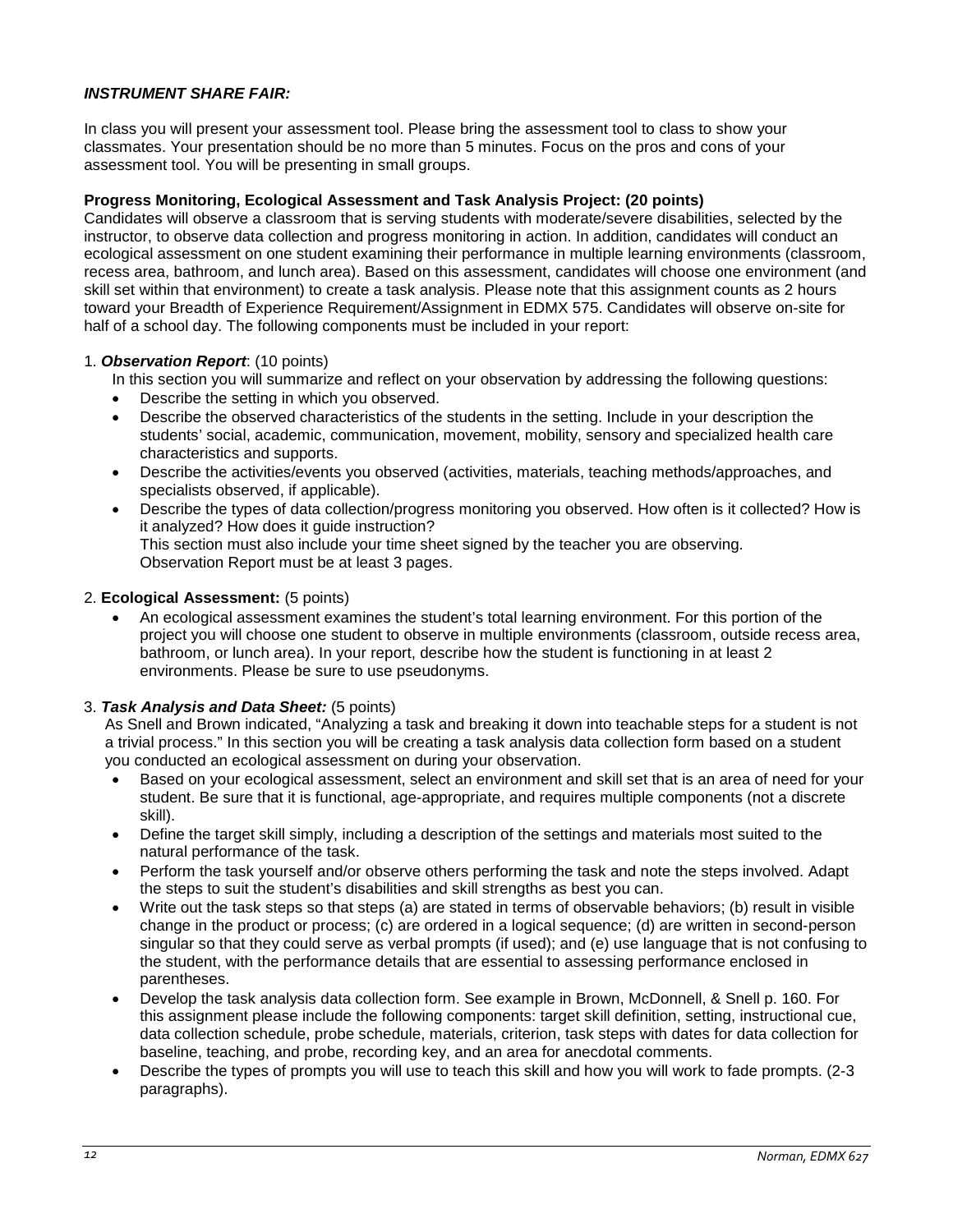***INSTRUMENT SHARE FAIR:***

In class you will present your assessment tool. Please bring the assessment tool to class to show your classmates. Your presentation should be no more than 5 minutes. Focus on the pros and cons of your assessment tool. You will be presenting in small groups.

**Progress Monitoring, Ecological Assessment and Task Analysis Project: (20 points)**

Candidates will observe a classroom that is serving students with moderate/severe disabilities, selected by the instructor, to observe data collection and progress monitoring in action. In addition, candidates will conduct an ecological assessment on one student examining their performance in multiple learning environments (classroom, recess area, bathroom, and lunch area). Based on this assessment, candidates will choose one environment (and skill set within that environment) to create a task analysis. Please note that this assignment counts as 2 hours toward your Breadth of Experience Requirement/Assignment in EDMX 575. Candidates will observe on-site for half of a school day. The following components must be included in your report:

1. ***Observation Report***: (10 points)

   In this section you will summarize and reflect on your observation by addressing the following questions:

   - Describe the setting in which you observed.
   - Describe the observed characteristics of the students in the setting. Include in your description the students' social, academic, communication, movement, mobility, sensory and specialized health care characteristics and supports.
   - Describe the activities/events you observed (activities, materials, teaching methods/approaches, and specialists observed, if applicable).
   - Describe the types of data collection/progress monitoring you observed. How often is it collected? How is it analyzed? How does it guide instruction?
     This section must also include your time sheet signed by the teacher you are observing.
     Observation Report must be at least 3 pages.

2. **Ecological Assessment:** (5 points)

   - An ecological assessment examines the student's total learning environment. For this portion of the project you will choose one student to observe in multiple environments (classroom, outside recess area, bathroom, or lunch area). In your report, describe how the student is functioning in at least 2 environments. Please be sure to use pseudonyms.

3. ***Task Analysis and Data Sheet:*** (5 points)

   As Snell and Brown indicated, "Analyzing a task and breaking it down into teachable steps for a student is not a trivial process." In this section you will be creating a task analysis data collection form based on a student you conducted an ecological assessment on during your observation.

   - Based on your ecological assessment, select an environment and skill set that is an area of need for your student. Be sure that it is functional, age-appropriate, and requires multiple components (not a discrete skill).
   - Define the target skill simply, including a description of the settings and materials most suited to the natural performance of the task.
   - Perform the task yourself and/or observe others performing the task and note the steps involved. Adapt the steps to suit the student's disabilities and skill strengths as best you can.
   - Write out the task steps so that steps (a) are stated in terms of observable behaviors; (b) result in visible change in the product or process; (c) are ordered in a logical sequence; (d) are written in second-person singular so that they could serve as verbal prompts (if used); and (e) use language that is not confusing to the student, with the performance details that are essential to assessing performance enclosed in parentheses.
   - Develop the task analysis data collection form. See example in Brown, McDonnell, & Snell p. 160. For this assignment please include the following components: target skill definition, setting, instructional cue, data collection schedule, probe schedule, materials, criterion, task steps with dates for data collection for baseline, teaching, and probe, recording key, and an area for anecdotal comments.
   - Describe the types of prompts you will use to teach this skill and how you will work to fade prompts. (2-3 paragraphs).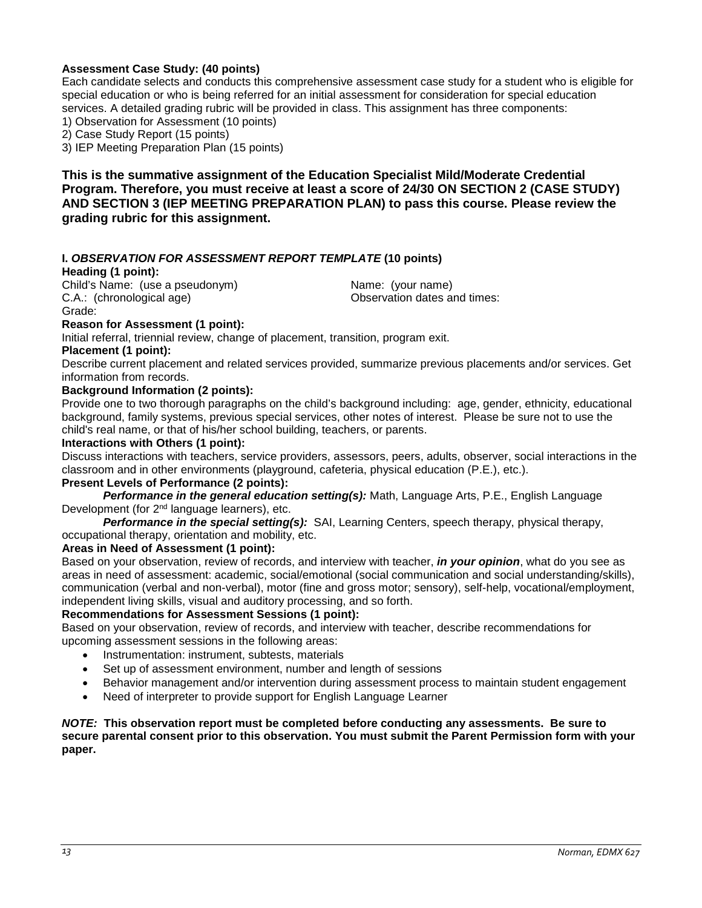**Assessment Case Study: (40 points)**

Each candidate selects and conducts this comprehensive assessment case study for a student who is eligible for special education or who is being referred for an initial assessment for consideration for special education services. A detailed grading rubric will be provided in class. This assignment has three components:

1) Observation for Assessment (10 points)
2) Case Study Report (15 points)
3) IEP Meeting Preparation Plan (15 points)

**This is the summative assignment of the Education Specialist Mild/Moderate Credential Program. Therefore, you must receive at least a score of 24/30 ON SECTION 2 (CASE STUDY) AND SECTION 3 (IEP MEETING PREPARATION PLAN) to pass this course. Please review the grading rubric for this assignment.**

**I. *OBSERVATION FOR ASSESSMENT REPORT TEMPLATE* (10 points)**

**Heading (1 point):**

Child's Name: (use a pseudonym)
C.A.: (chronological age)
Grade:
Name: (your name)
Observation dates and times:

**Reason for Assessment (1 point):**

Initial referral, triennial review, change of placement, transition, program exit.

**Placement (1 point):**

Describe current placement and related services provided, summarize previous placements and/or services. Get information from records.

**Background Information (2 points):**

Provide one to two thorough paragraphs on the child's background including: age, gender, ethnicity, educational background, family systems, previous special services, other notes of interest. Please be sure not to use the child's real name, or that of his/her school building, teachers, or parents.

**Interactions with Others (1 point):**

Discuss interactions with teachers, service providers, assessors, peers, adults, observer, social interactions in the classroom and in other environments (playground, cafeteria, physical education (P.E.), etc.).

**Present Levels of Performance (2 points):**

***Performance in the general education setting(s):*** Math, Language Arts, P.E., English Language Development (for 2nd language learners), etc.

***Performance in the special setting(s):*** SAI, Learning Centers, speech therapy, physical therapy, occupational therapy, orientation and mobility, etc.

**Areas in Need of Assessment (1 point):**

Based on your observation, review of records, and interview with teacher, ***in your opinion***, what do you see as areas in need of assessment: academic, social/emotional (social communication and social understanding/skills), communication (verbal and non-verbal), motor (fine and gross motor; sensory), self-help, vocational/employment, independent living skills, visual and auditory processing, and so forth.

**Recommendations for Assessment Sessions (1 point):**

Based on your observation, review of records, and interview with teacher, describe recommendations for upcoming assessment sessions in the following areas:

- Instrumentation: instrument, subtests, materials
- Set up of assessment environment, number and length of sessions
- Behavior management and/or intervention during assessment process to maintain student engagement
- Need of interpreter to provide support for English Language Learner

***NOTE:*** **This observation report must be completed before conducting any assessments. Be sure to secure parental consent prior to this observation. You must submit the Parent Permission form with your paper.**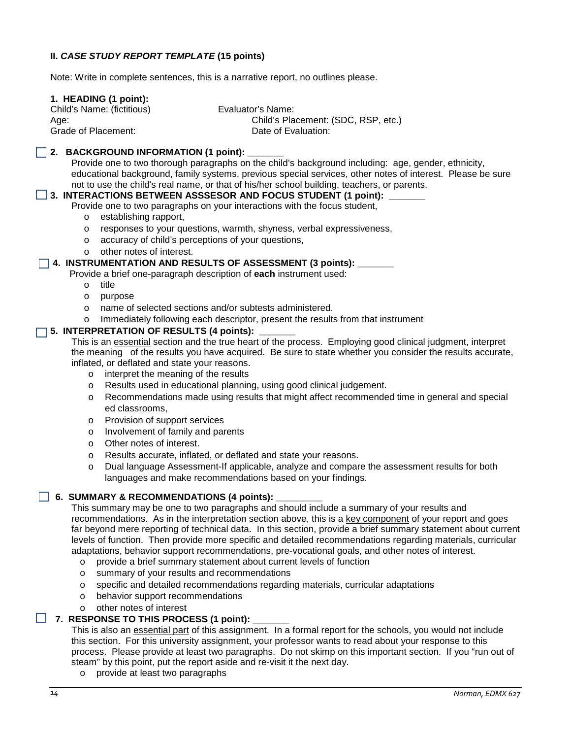## II. *CASE STUDY REPORT TEMPLATE* (15 points)

Note: Write in complete sentences, this is a narrative report, no outlines please.

**1. HEADING (1 point):**

Child's Name: (fictitious)
Age:
Grade of Placement:

Evaluator's Name:
Child's Placement: (SDC, RSP, etc.)
Date of Evaluation:

☐ **2. BACKGROUND INFORMATION (1 point): _______**

Provide one to two thorough paragraphs on the child's background including: age, gender, ethnicity, educational background, family systems, previous special services, other notes of interest. Please be sure not to use the child's real name, or that of his/her school building, teachers, or parents.

☐ **3. INTERACTIONS BETWEEN ASSSESOR AND FOCUS STUDENT (1 point): _______**

Provide one to two paragraphs on your interactions with the focus student,

- establishing rapport,
- responses to your questions, warmth, shyness, verbal expressiveness,
- accuracy of child's perceptions of your questions,
- other notes of interest.

☐ **4. INSTRUMENTATION AND RESULTS OF ASSESSMENT (3 points): _______**

Provide a brief one-paragraph description of **each** instrument used:

- title
- purpose
- name of selected sections and/or subtests administered.
- Immediately following each descriptor, present the results from that instrument

☐ **5. INTERPRETATION OF RESULTS (4 points): _______**

This is an essential section and the true heart of the process. Employing good clinical judgment, interpret the meaning of the results you have acquired. Be sure to state whether you consider the results accurate, inflated, or deflated and state your reasons.

- interpret the meaning of the results
- Results used in educational planning, using good clinical judgement.
- Recommendations made using results that might affect recommended time in general and special ed classrooms,
- Provision of support services
- Involvement of family and parents
- Other notes of interest.
- Results accurate, inflated, or deflated and state your reasons.
- Dual language Assessment-If applicable, analyze and compare the assessment results for both languages and make recommendations based on your findings.

☐ **6. SUMMARY & RECOMMENDATIONS (4 points): _________**

This summary may be one to two paragraphs and should include a summary of your results and recommendations. As in the interpretation section above, this is a key component of your report and goes far beyond mere reporting of technical data. In this section, provide a brief summary statement about current levels of function. Then provide more specific and detailed recommendations regarding materials, curricular adaptations, behavior support recommendations, pre-vocational goals, and other notes of interest.

- provide a brief summary statement about current levels of function
- summary of your results and recommendations
- specific and detailed recommendations regarding materials, curricular adaptations
- behavior support recommendations
- other notes of interest

☐ **7. RESPONSE TO THIS PROCESS (1 point): _______**

This is also an essential part of this assignment. In a formal report for the schools, you would not include this section. For this university assignment, your professor wants to read about your response to this process. Please provide at least two paragraphs. Do not skimp on this important section. If you "run out of steam" by this point, put the report aside and re-visit it the next day.

- provide at least two paragraphs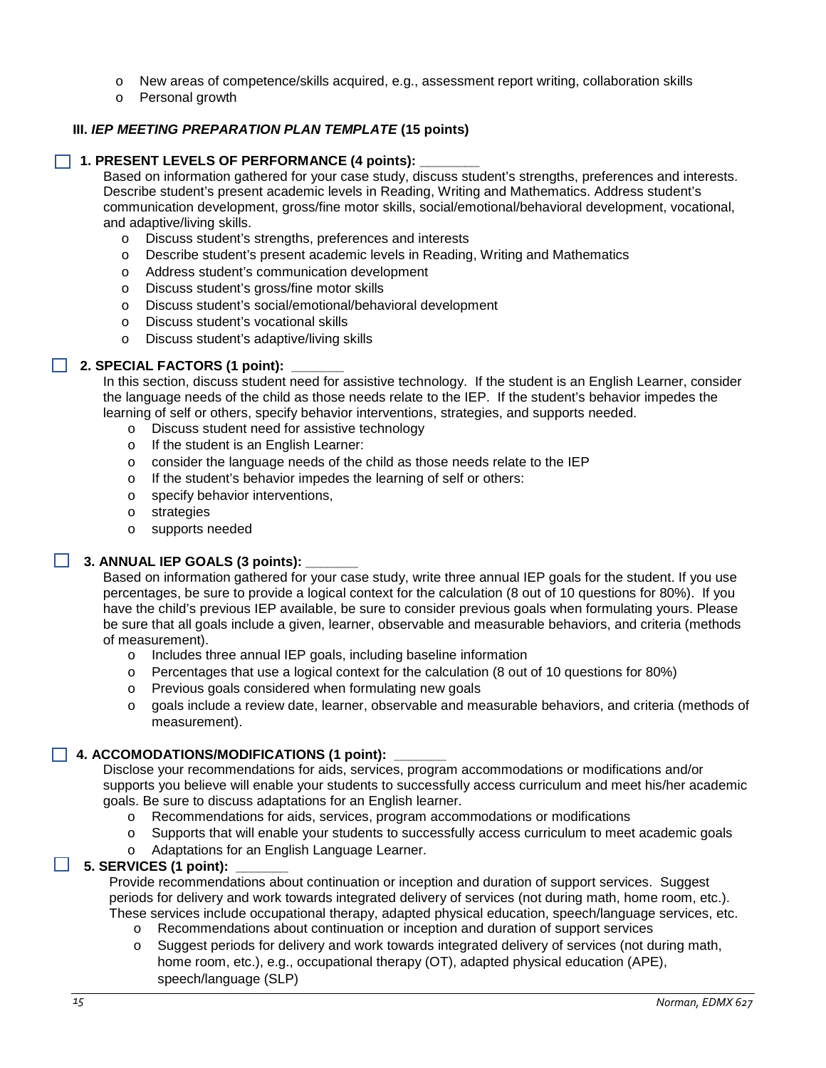- New areas of competence/skills acquired, e.g., assessment report writing, collaboration skills
- Personal growth

### III. *IEP MEETING PREPARATION PLAN TEMPLATE* (15 points)

☐ **1. PRESENT LEVELS OF PERFORMANCE (4 points): _______**

Based on information gathered for your case study, discuss student's strengths, preferences and interests. Describe student's present academic levels in Reading, Writing and Mathematics. Address student's communication development, gross/fine motor skills, social/emotional/behavioral development, vocational, and adaptive/living skills.

- Discuss student's strengths, preferences and interests
- Describe student's present academic levels in Reading, Writing and Mathematics
- Address student's communication development
- Discuss student's gross/fine motor skills
- Discuss student's social/emotional/behavioral development
- Discuss student's vocational skills
- Discuss student's adaptive/living skills

☐ **2. SPECIAL FACTORS (1 point): ______**

In this section, discuss student need for assistive technology. If the student is an English Learner, consider the language needs of the child as those needs relate to the IEP. If the student's behavior impedes the learning of self or others, specify behavior interventions, strategies, and supports needed.

- Discuss student need for assistive technology
- If the student is an English Learner:
- consider the language needs of the child as those needs relate to the IEP
- If the student's behavior impedes the learning of self or others:
- specify behavior interventions,
- strategies
- supports needed

☐ **3. ANNUAL IEP GOALS (3 points): ______**

Based on information gathered for your case study, write three annual IEP goals for the student. If you use percentages, be sure to provide a logical context for the calculation (8 out of 10 questions for 80%). If you have the child's previous IEP available, be sure to consider previous goals when formulating yours. Please be sure that all goals include a given, learner, observable and measurable behaviors, and criteria (methods of measurement).

- Includes three annual IEP goals, including baseline information
- Percentages that use a logical context for the calculation (8 out of 10 questions for 80%)
- Previous goals considered when formulating new goals
- goals include a review date, learner, observable and measurable behaviors, and criteria (methods of measurement).

☐ **4. ACCOMODATIONS/MODIFICATIONS (1 point): ______**

Disclose your recommendations for aids, services, program accommodations or modifications and/or supports you believe will enable your students to successfully access curriculum and meet his/her academic goals. Be sure to discuss adaptations for an English learner.

- Recommendations for aids, services, program accommodations or modifications
- Supports that will enable your students to successfully access curriculum to meet academic goals
- Adaptations for an English Language Learner.

☐ **5. SERVICES (1 point): ______**

Provide recommendations about continuation or inception and duration of support services. Suggest periods for delivery and work towards integrated delivery of services (not during math, home room, etc.). These services include occupational therapy, adapted physical education, speech/language services, etc.

- Recommendations about continuation or inception and duration of support services
- Suggest periods for delivery and work towards integrated delivery of services (not during math, home room, etc.), e.g., occupational therapy (OT), adapted physical education (APE), speech/language (SLP)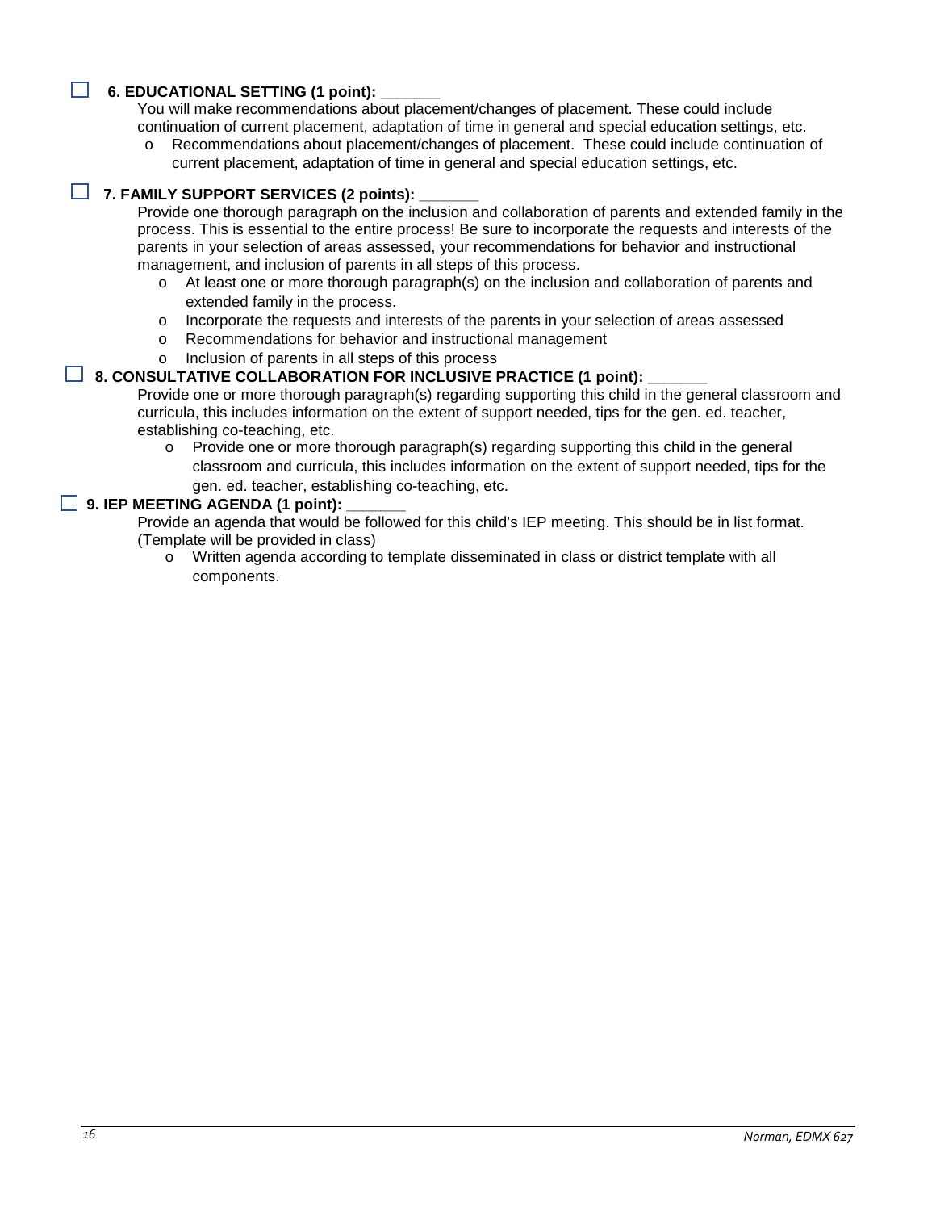- [ ] **6. EDUCATIONAL SETTING (1 point): ______**

You will make recommendations about placement/changes of placement. These could include continuation of current placement, adaptation of time in general and special education settings, etc.

- o Recommendations about placement/changes of placement. These could include continuation of current placement, adaptation of time in general and special education settings, etc.

- [ ] **7. FAMILY SUPPORT SERVICES (2 points): ______**

Provide one thorough paragraph on the inclusion and collaboration of parents and extended family in the process. This is essential to the entire process! Be sure to incorporate the requests and interests of the parents in your selection of areas assessed, your recommendations for behavior and instructional management, and inclusion of parents in all steps of this process.

- o At least one or more thorough paragraph(s) on the inclusion and collaboration of parents and extended family in the process.
- o Incorporate the requests and interests of the parents in your selection of areas assessed
- o Recommendations for behavior and instructional management
- o Inclusion of parents in all steps of this process

- [ ] **8. CONSULTATIVE COLLABORATION FOR INCLUSIVE PRACTICE (1 point): ______**

Provide one or more thorough paragraph(s) regarding supporting this child in the general classroom and curricula, this includes information on the extent of support needed, tips for the gen. ed. teacher, establishing co-teaching, etc.

- o Provide one or more thorough paragraph(s) regarding supporting this child in the general classroom and curricula, this includes information on the extent of support needed, tips for the gen. ed. teacher, establishing co-teaching, etc.

- [ ] **9. IEP MEETING AGENDA (1 point): ______**

Provide an agenda that would be followed for this child's IEP meeting. This should be in list format. (Template will be provided in class)

- o Written agenda according to template disseminated in class or district template with all components.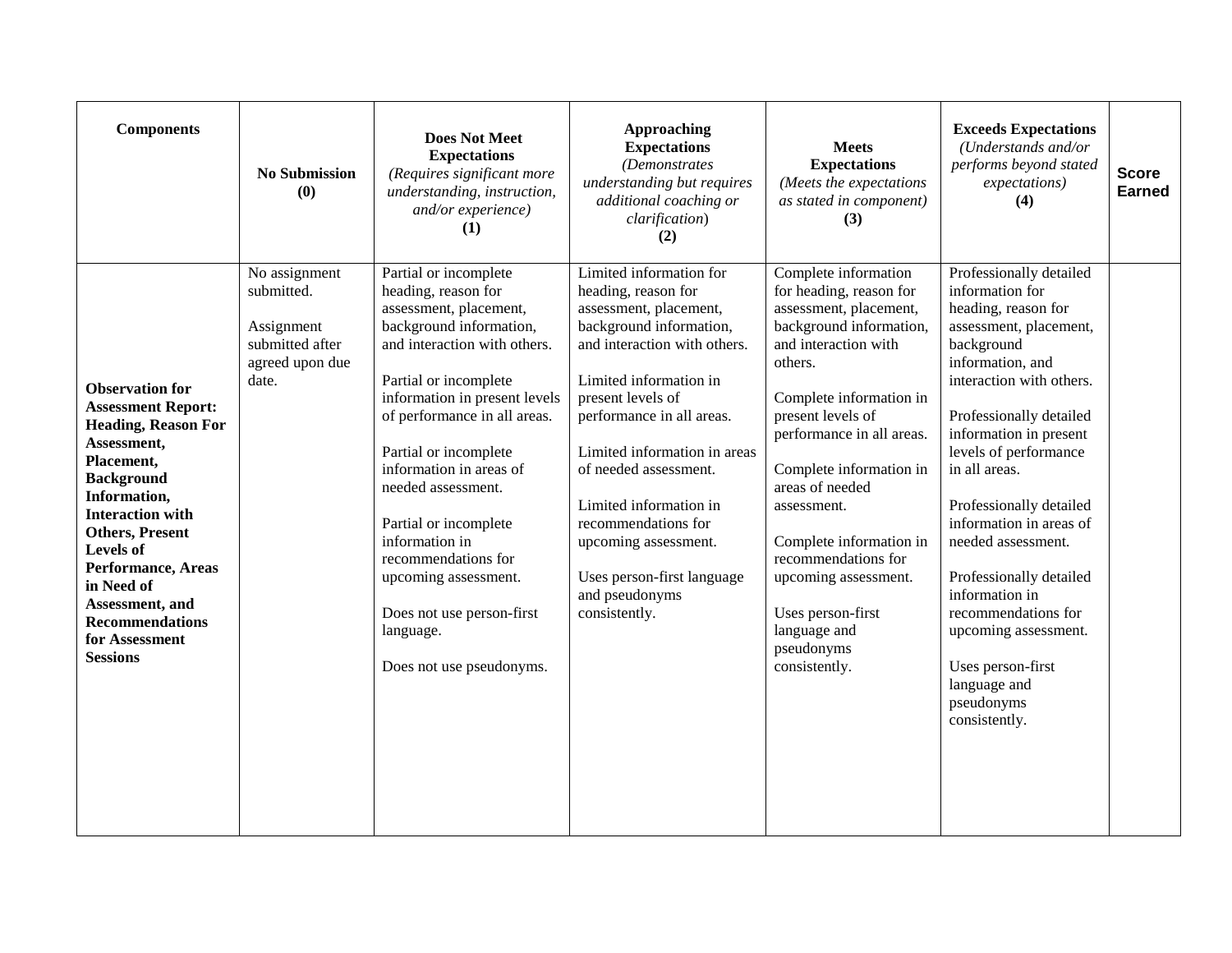| **Components** | **No Submission (0)** | **Does Not Meet Expectations** *(Requires significant more understanding, instruction, and/or experience)* **(1)** | **Approaching Expectations** *(Demonstrates understanding but requires additional coaching or clarification)* **(2)** | **Meets Expectations** *(Meets the expectations as stated in component)* **(3)** | **Exceeds Expectations** *(Understands and/or performs beyond stated expectations)* **(4)** | **Score Earned** |
|---|---|---|---|---|---|---|
| **Observation for Assessment Report: Heading, Reason For Assessment, Placement, Background Information, Interaction with Others, Present Levels of Performance, Areas in Need of Assessment, and Recommendations for Assessment Sessions** | No assignment submitted.<br><br>Assignment submitted after agreed upon due date. | Partial or incomplete heading, reason for assessment, placement, background information, and interaction with others.<br><br>Partial or incomplete information in present levels of performance in all areas.<br><br>Partial or incomplete information in areas of needed assessment.<br><br>Partial or incomplete information in recommendations for upcoming assessment.<br><br>Does not use person-first language.<br><br>Does not use pseudonyms. | Limited information for heading, reason for assessment, placement, background information, and interaction with others.<br><br>Limited information in present levels of performance in all areas.<br><br>Limited information in areas of needed assessment.<br><br>Limited information in recommendations for upcoming assessment.<br><br>Uses person-first language and pseudonyms consistently. | Complete information for heading, reason for assessment, placement, background information, and interaction with others.<br><br>Complete information in present levels of performance in all areas.<br><br>Complete information in areas of needed assessment.<br><br>Complete information in recommendations for upcoming assessment.<br><br>Uses person-first language and pseudonyms consistently. | Professionally detailed information for heading, reason for assessment, placement, background information, and interaction with others.<br><br>Professionally detailed information in present levels of performance in all areas.<br><br>Professionally detailed information in areas of needed assessment.<br><br>Professionally detailed information in recommendations for upcoming assessment.<br><br>Uses person-first language and pseudonyms consistently. | |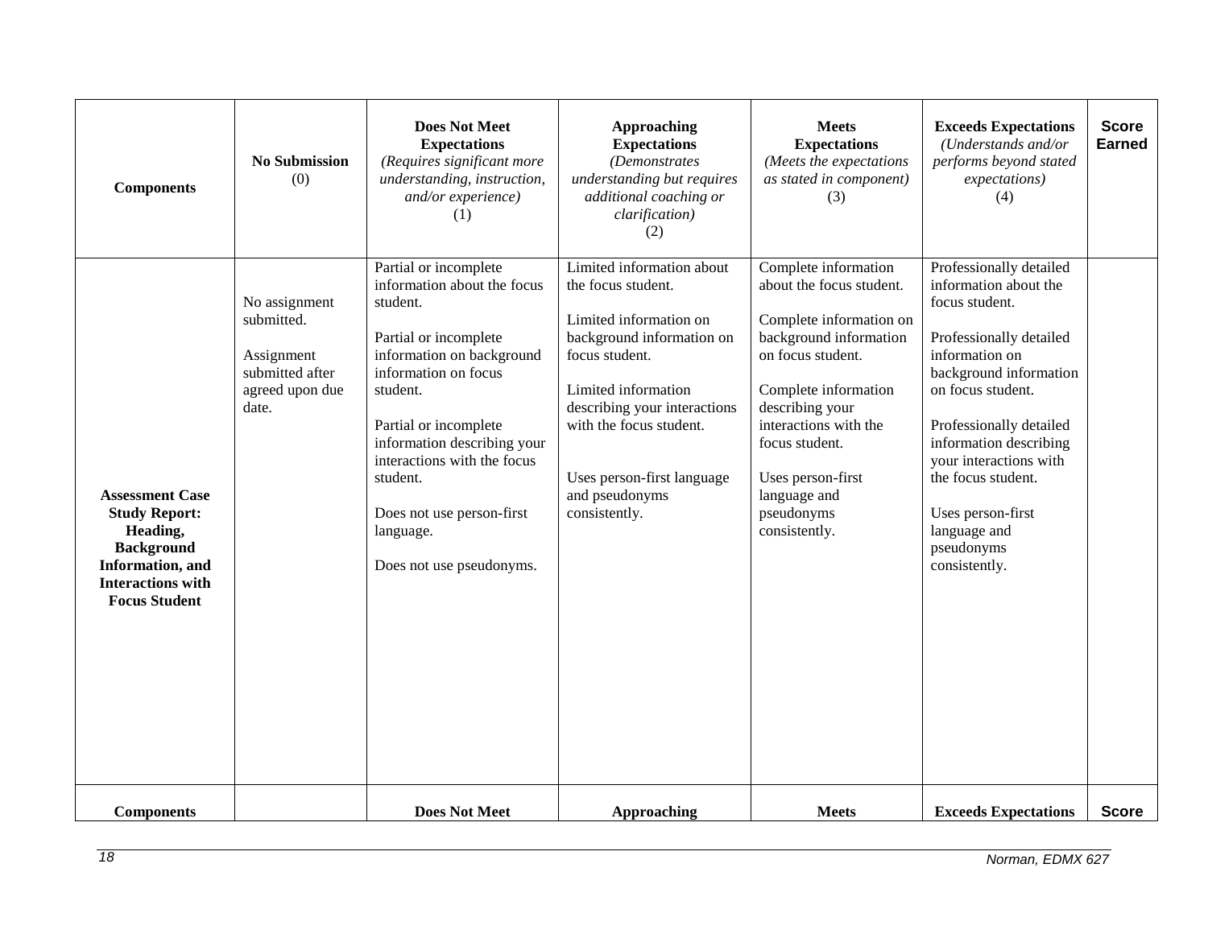| Components | No Submission (0) | **Does Not Meet Expectations** *(Requires significant more understanding, instruction, and/or experience)* (1) | **Approaching Expectations** *(Demonstrates understanding but requires additional coaching or clarification)* (2) | **Meets Expectations** *(Meets the expectations as stated in component)* (3) | **Exceeds Expectations** *(Understands and/or performs beyond stated expectations)* (4) | Score Earned |
|---|---|---|---|---|---|---|
| **Assessment Case Study Report: Heading, Background Information, and Interactions with Focus Student** | No assignment submitted.<br><br>Assignment submitted after agreed upon due date. | Partial or incomplete information about the focus student.<br><br>Partial or incomplete information on background information on focus student.<br><br>Partial or incomplete information describing your interactions with the focus student.<br><br>Does not use person-first language.<br><br>Does not use pseudonyms. | Limited information about the focus student.<br><br>Limited information on background information on focus student.<br><br>Limited information describing your interactions with the focus student.<br><br>Uses person-first language and pseudonyms consistently. | Complete information about the focus student.<br><br>Complete information on background information on focus student.<br><br>Complete information describing your interactions with the focus student.<br><br>Uses person-first language and pseudonyms consistently. | Professionally detailed information about the focus student.<br><br>Professionally detailed information on background information on focus student.<br><br>Professionally detailed information describing your interactions with the focus student.<br><br>Uses person-first language and pseudonyms consistently. | |
| **Components** | | **Does Not Meet** | **Approaching** | **Meets** | **Exceeds Expectations** | **Score** |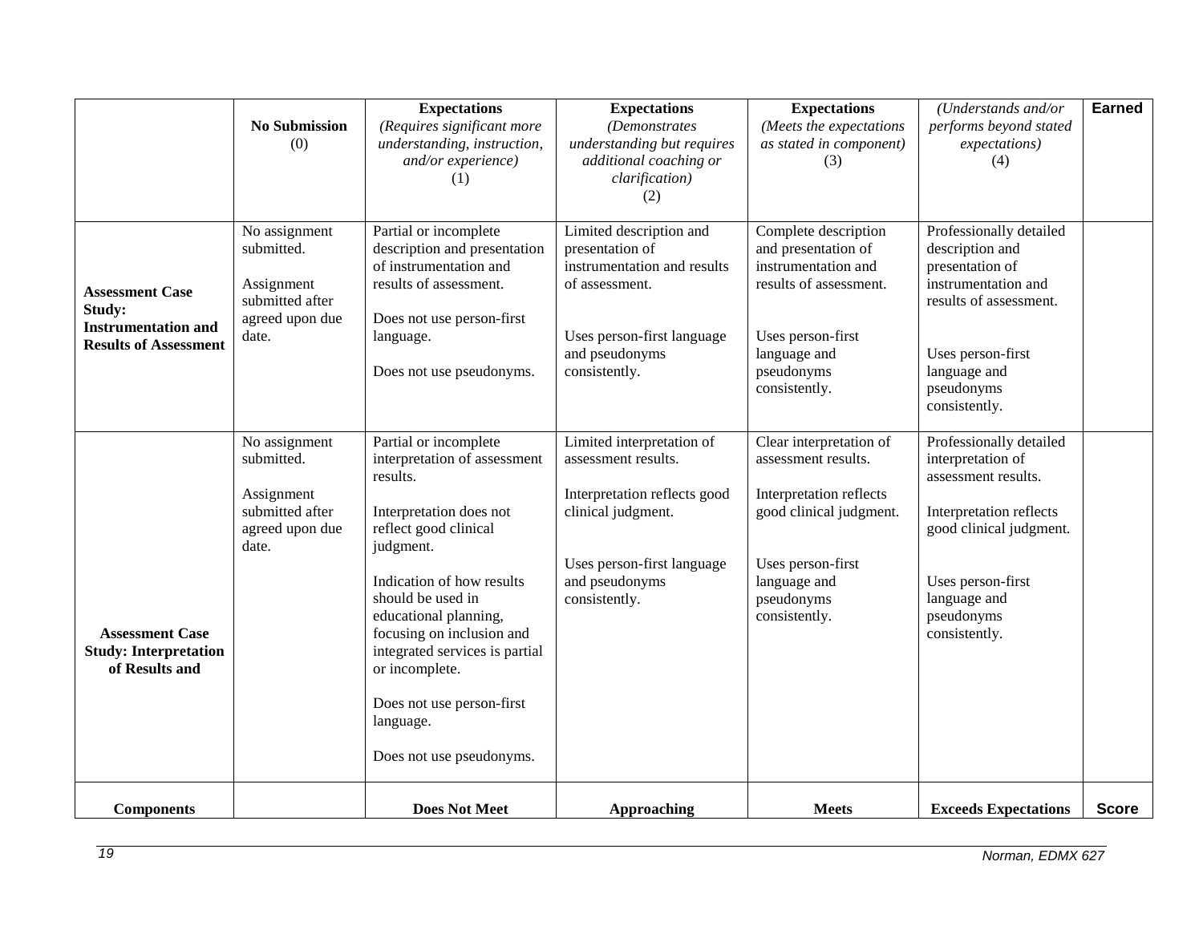| | **No Submission** (0) | **Expectations** *(Requires significant more understanding, instruction, and/or experience)* (1) | **Expectations** *(Demonstrates understanding but requires additional coaching or clarification)* (2) | **Expectations** *(Meets the expectations as stated in component)* (3) | *(Understands and/or performs beyond stated expectations)* (4) | **Earned** |
|---|---|---|---|---|---|---|
| **Assessment Case Study: Instrumentation and Results of Assessment** | No assignment submitted.<br><br>Assignment submitted after agreed upon due date. | Partial or incomplete description and presentation of instrumentation and results of assessment.<br><br>Does not use person-first language.<br><br>Does not use pseudonyms. | Limited description and presentation of instrumentation and results of assessment.<br><br>Uses person-first language and pseudonyms consistently. | Complete description and presentation of instrumentation and results of assessment.<br><br>Uses person-first language and pseudonyms consistently. | Professionally detailed description and presentation of instrumentation and results of assessment.<br><br>Uses person-first language and pseudonyms consistently. | |
| **Assessment Case Study: Interpretation of Results and** | No assignment submitted.<br><br>Assignment submitted after agreed upon due date. | Partial or incomplete interpretation of assessment results.<br><br>Interpretation does not reflect good clinical judgment.<br><br>Indication of how results should be used in educational planning, focusing on inclusion and integrated services is partial or incomplete.<br><br>Does not use person-first language.<br><br>Does not use pseudonyms. | Limited interpretation of assessment results.<br><br>Interpretation reflects good clinical judgment.<br><br>Uses person-first language and pseudonyms consistently. | Clear interpretation of assessment results.<br><br>Interpretation reflects good clinical judgment.<br><br>Uses person-first language and pseudonyms consistently. | Professionally detailed interpretation of assessment results.<br><br>Interpretation reflects good clinical judgment.<br><br>Uses person-first language and pseudonyms consistently. | |
| **Components** | | **Does Not Meet** | **Approaching** | **Meets** | **Exceeds Expectations** | **Score** |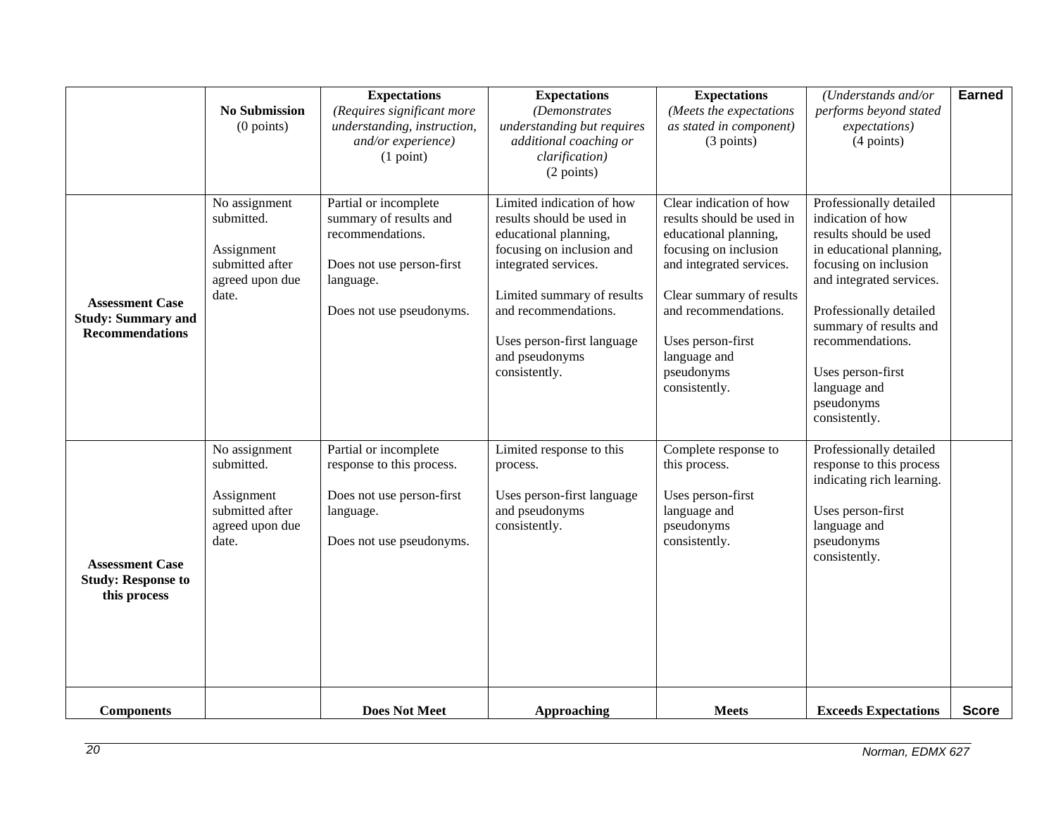| | **No Submission** (0 points) | **Expectations** *(Requires significant more understanding, instruction, and/or experience)* (1 point) | **Expectations** *(Demonstrates understanding but requires additional coaching or clarification)* (2 points) | **Expectations** *(Meets the expectations as stated in component)* (3 points) | *(Understands and/or performs beyond stated expectations)* (4 points) | **Earned** |
|---|---|---|---|---|---|---|
| **Assessment Case Study: Summary and Recommendations** | No assignment submitted.<br><br>Assignment submitted after agreed upon due date. | Partial or incomplete summary of results and recommendations.<br><br>Does not use person-first language.<br><br>Does not use pseudonyms. | Limited indication of how results should be used in educational planning, focusing on inclusion and integrated services.<br><br>Limited summary of results and recommendations.<br><br>Uses person-first language and pseudonyms consistently. | Clear indication of how results should be used in educational planning, focusing on inclusion and integrated services.<br><br>Clear summary of results and recommendations.<br><br>Uses person-first language and pseudonyms consistently. | Professionally detailed indication of how results should be used in educational planning, focusing on inclusion and integrated services.<br><br>Professionally detailed summary of results and recommendations.<br><br>Uses person-first language and pseudonyms consistently. | |
| **Assessment Case Study: Response to this process** | No assignment submitted.<br><br>Assignment submitted after agreed upon due date. | Partial or incomplete response to this process.<br><br>Does not use person-first language.<br><br>Does not use pseudonyms. | Limited response to this process.<br><br>Uses person-first language and pseudonyms consistently. | Complete response to this process.<br><br>Uses person-first language and pseudonyms consistently. | Professionally detailed response to this process indicating rich learning.<br><br>Uses person-first language and pseudonyms consistently. | |
| **Components** | | **Does Not Meet** | **Approaching** | **Meets** | **Exceeds Expectations** | **Score** |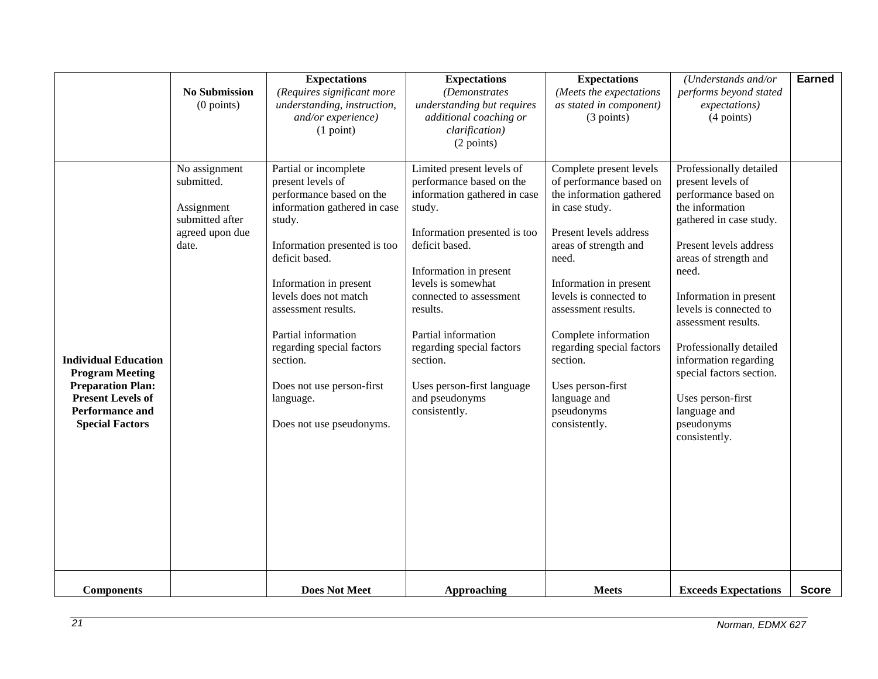| | No Submission (0 points) | Expectations *(Requires significant more understanding, instruction, and/or experience)* (1 point) | Expectations *(Demonstrates understanding but requires additional coaching or clarification)* (2 points) | Expectations *(Meets the expectations as stated in component)* (3 points) | *(Understands and/or performs beyond stated expectations)* (4 points) | Earned |
|---|---|---|---|---|---|---|
| **Individual Education Program Meeting Preparation Plan: Present Levels of Performance and Special Factors** | No assignment submitted.<br><br>Assignment submitted after agreed upon due date. | Partial or incomplete present levels of performance based on the information gathered in case study.<br><br>Information presented is too deficit based.<br><br>Information in present levels does not match assessment results.<br><br>Partial information regarding special factors section.<br><br>Does not use person-first language.<br><br>Does not use pseudonyms. | Limited present levels of performance based on the information gathered in case study.<br><br>Information presented is too deficit based.<br><br>Information in present levels is somewhat connected to assessment results.<br><br>Partial information regarding special factors section.<br><br>Uses person-first language and pseudonyms consistently. | Complete present levels of performance based on the information gathered in case study.<br><br>Present levels address areas of strength and need.<br><br>Information in present levels is connected to assessment results.<br><br>Complete information regarding special factors section.<br><br>Uses person-first language and pseudonyms consistently. | Professionally detailed present levels of performance based on the information gathered in case study.<br><br>Present levels address areas of strength and need.<br><br>Information in present levels is connected to assessment results.<br><br>Professionally detailed information regarding special factors section.<br><br>Uses person-first language and pseudonyms consistently. | |
| **Components** | | **Does Not Meet** | **Approaching** | **Meets** | **Exceeds Expectations** | **Score** |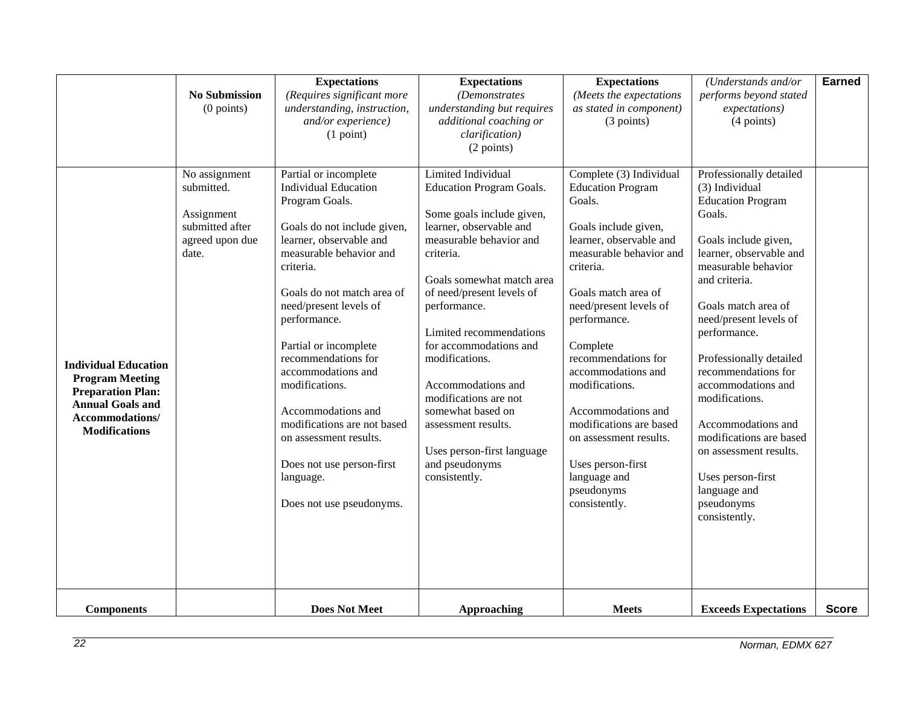| | **No Submission** (0 points) | **Expectations** *(Requires significant more understanding, instruction, and/or experience)* (1 point) | **Expectations** *(Demonstrates understanding but requires additional coaching or clarification)* (2 points) | **Expectations** *(Meets the expectations as stated in component)* (3 points) | *(Understands and/or performs beyond stated expectations)* (4 points) | **Earned** |
|---|---|---|---|---|---|---|
| **Individual Education Program Meeting Preparation Plan: Annual Goals and Accommodations/ Modifications** | No assignment submitted.<br><br>Assignment submitted after agreed upon due date. | Partial or incomplete Individual Education Program Goals.<br><br>Goals do not include given, learner, observable and measurable behavior and criteria.<br><br>Goals do not match area of need/present levels of performance.<br><br>Partial or incomplete recommendations for accommodations and modifications.<br><br>Accommodations and modifications are not based on assessment results.<br><br>Does not use person-first language.<br><br>Does not use pseudonyms. | Limited Individual Education Program Goals.<br><br>Some goals include given, learner, observable and measurable behavior and criteria.<br><br>Goals somewhat match area of need/present levels of performance.<br><br>Limited recommendations for accommodations and modifications.<br><br>Accommodations and modifications are not somewhat based on assessment results.<br><br>Uses person-first language and pseudonyms consistently. | Complete (3) Individual Education Program Goals.<br><br>Goals include given, learner, observable and measurable behavior and criteria.<br><br>Goals match area of need/present levels of performance.<br><br>Complete recommendations for accommodations and modifications.<br><br>Accommodations and modifications are based on assessment results.<br><br>Uses person-first language and pseudonyms consistently. | Professionally detailed (3) Individual Education Program Goals.<br><br>Goals include given, learner, observable and measurable behavior and criteria.<br><br>Goals match area of need/present levels of performance.<br><br>Professionally detailed recommendations for accommodations and modifications.<br><br>Accommodations and modifications are based on assessment results.<br><br>Uses person-first language and pseudonyms consistently. | |
| **Components** | | **Does Not Meet** | **Approaching** | **Meets** | **Exceeds Expectations** | **Score** |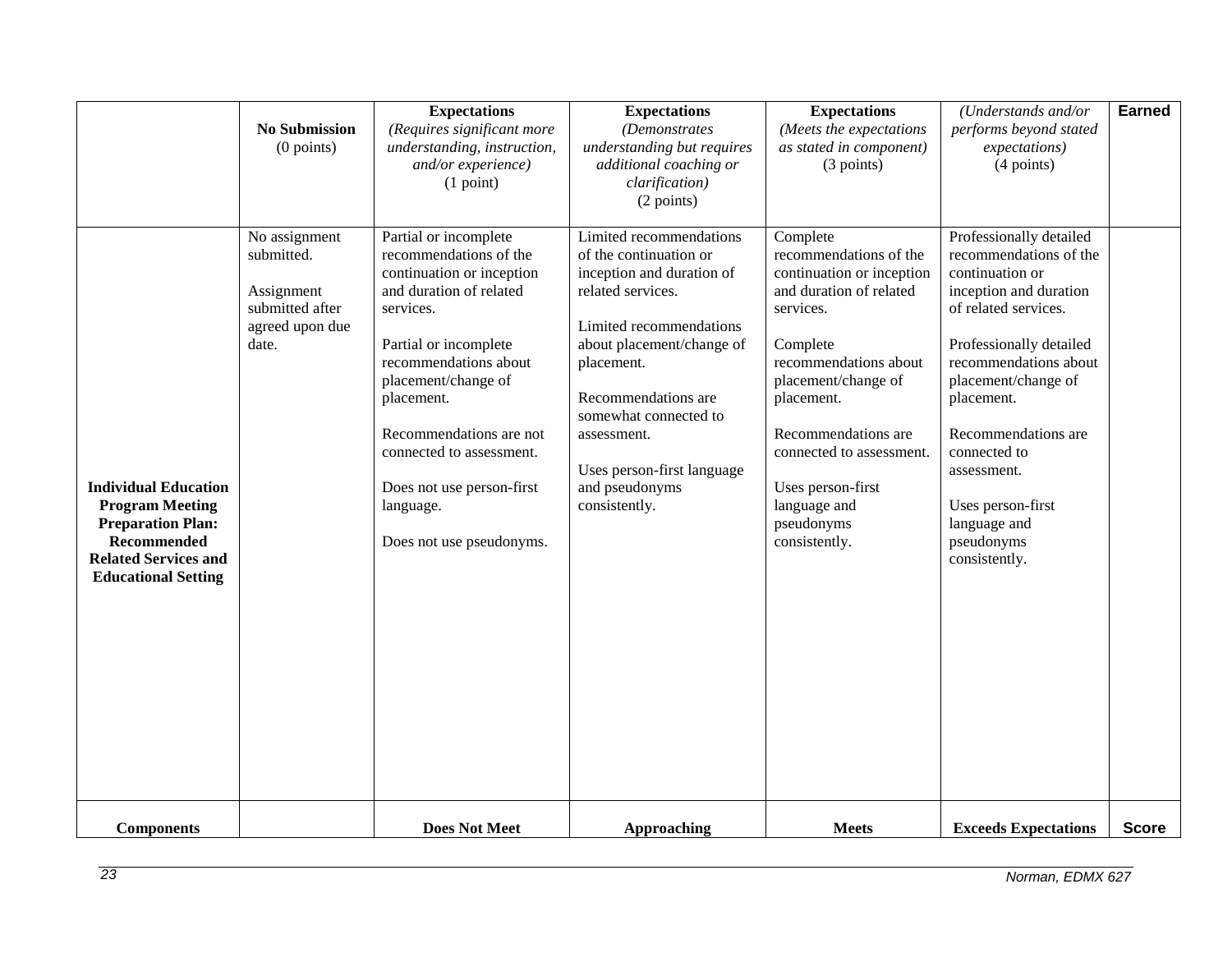| | **No Submission** (0 points) | **Expectations** *(Requires significant more understanding, instruction, and/or experience)* (1 point) | **Expectations** *(Demonstrates understanding but requires additional coaching or clarification)* (2 points) | **Expectations** *(Meets the expectations as stated in component)* (3 points) | *(Understands and/or performs beyond stated expectations)* (4 points) | **Earned** |
|---|---|---|---|---|---|---|
| **Individual Education Program Meeting Preparation Plan: Recommended Related Services and Educational Setting** | No assignment submitted.<br><br>Assignment submitted after agreed upon due date. | Partial or incomplete recommendations of the continuation or inception and duration of related services.<br><br>Partial or incomplete recommendations about placement/change of placement.<br><br>Recommendations are not connected to assessment.<br><br>Does not use person-first language.<br><br>Does not use pseudonyms. | Limited recommendations of the continuation or inception and duration of related services.<br><br>Limited recommendations about placement/change of placement.<br><br>Recommendations are somewhat connected to assessment.<br><br>Uses person-first language and pseudonyms consistently. | Complete recommendations of the continuation or inception and duration of related services.<br><br>Complete recommendations about placement/change of placement.<br><br>Recommendations are connected to assessment.<br><br>Uses person-first language and pseudonyms consistently. | Professionally detailed recommendations of the continuation or inception and duration of related services.<br><br>Professionally detailed recommendations about placement/change of placement.<br><br>Recommendations are connected to assessment.<br><br>Uses person-first language and pseudonyms consistently. | |
| **Components** | | **Does Not Meet** | **Approaching** | **Meets** | **Exceeds Expectations** | **Score** |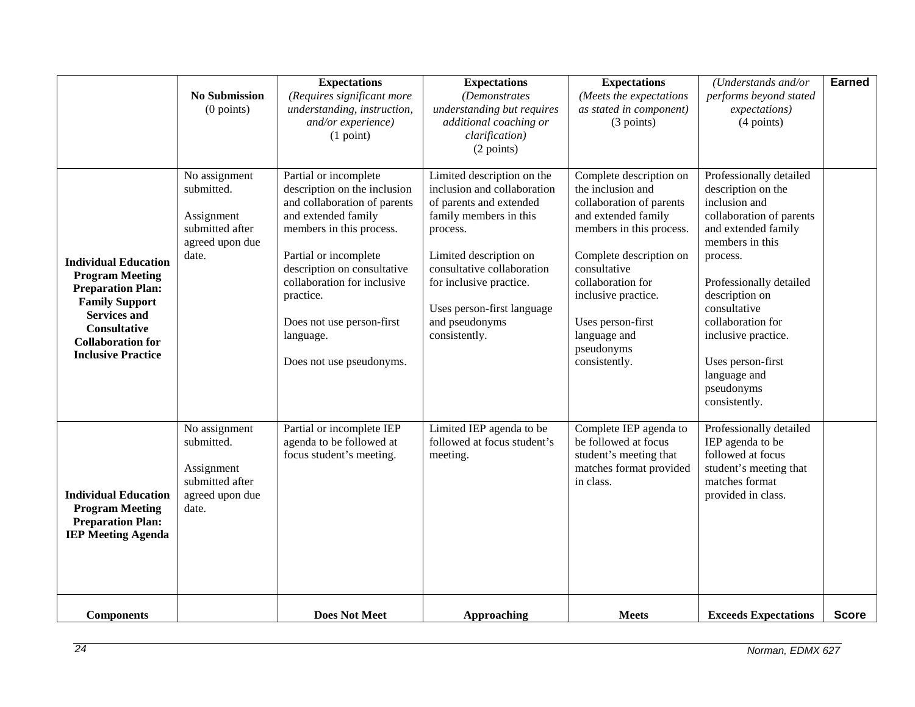| | **No Submission** (0 points) | **Expectations** *(Requires significant more understanding, instruction, and/or experience)* (1 point) | **Expectations** *(Demonstrates understanding but requires additional coaching or clarification)* (2 points) | **Expectations** *(Meets the expectations as stated in component)* (3 points) | *(Understands and/or performs beyond stated expectations)* (4 points) | **Earned** |
|---|---|---|---|---|---|---|
| **Individual Education Program Meeting Preparation Plan: Family Support Services and Consultative Collaboration for Inclusive Practice** | No assignment submitted.<br><br>Assignment submitted after agreed upon due date. | Partial or incomplete description on the inclusion and collaboration of parents and extended family members in this process.<br><br>Partial or incomplete description on consultative collaboration for inclusive practice.<br><br>Does not use person-first language.<br><br>Does not use pseudonyms. | Limited description on the inclusion and collaboration of parents and extended family members in this process.<br><br>Limited description on consultative collaboration for inclusive practice.<br><br>Uses person-first language and pseudonyms consistently. | Complete description on the inclusion and collaboration of parents and extended family members in this process.<br><br>Complete description on consultative collaboration for inclusive practice.<br><br>Uses person-first language and pseudonyms consistently. | Professionally detailed description on the inclusion and collaboration of parents and extended family members in this process.<br><br>Professionally detailed description on consultative collaboration for inclusive practice.<br><br>Uses person-first language and pseudonyms consistently. | |
| **Individual Education Program Meeting Preparation Plan: IEP Meeting Agenda** | No assignment submitted.<br><br>Assignment submitted after agreed upon due date. | Partial or incomplete IEP agenda to be followed at focus student's meeting. | Limited IEP agenda to be followed at focus student's meeting. | Complete IEP agenda to be followed at focus student's meeting that matches format provided in class. | Professionally detailed IEP agenda to be followed at focus student's meeting that matches format provided in class. | |
| **Components** | | **Does Not Meet** | **Approaching** | **Meets** | **Exceeds Expectations** | **Score** |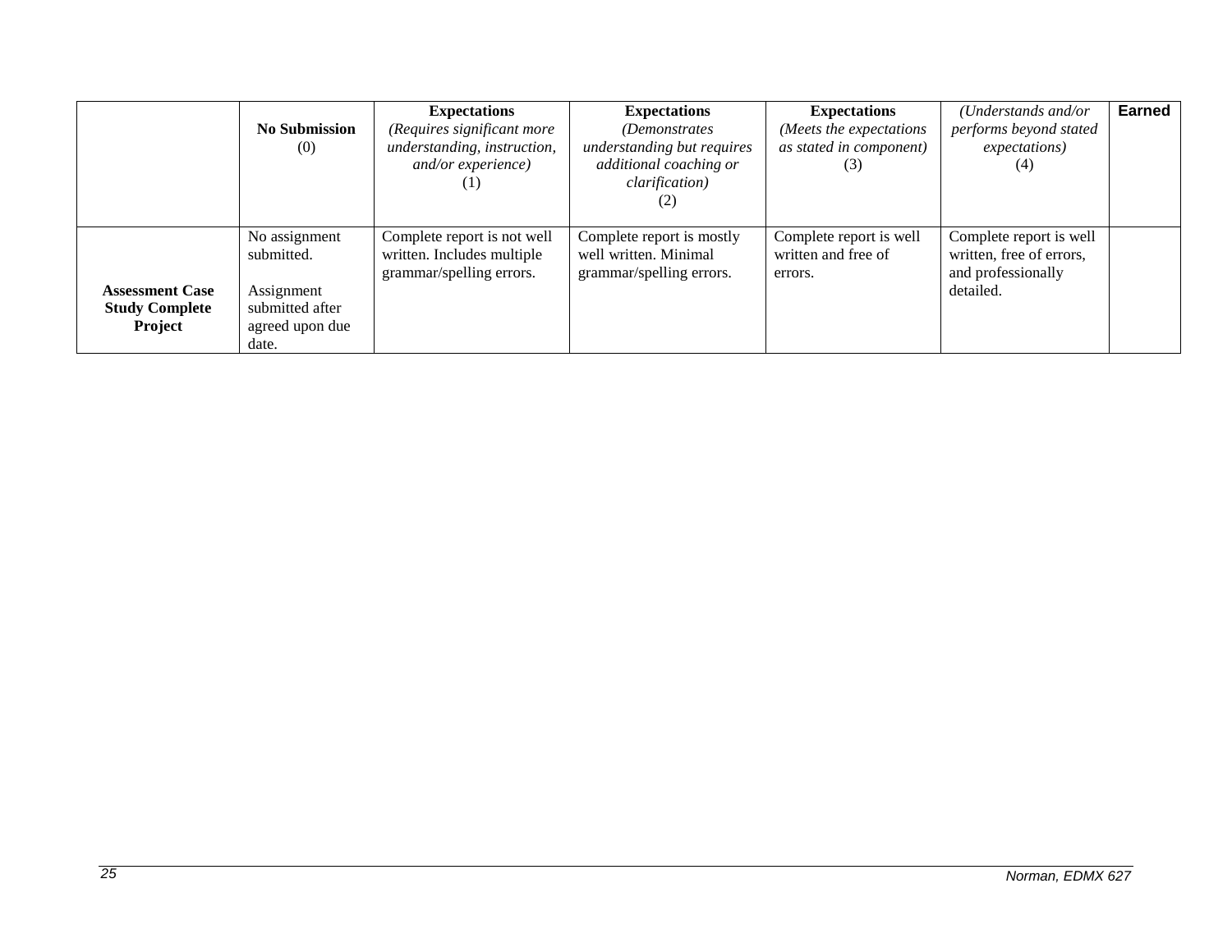| | **No Submission** (0) | **Expectations** *(Requires significant more understanding, instruction, and/or experience)* (1) | **Expectations** *(Demonstrates understanding but requires additional coaching or clarification)* (2) | **Expectations** *(Meets the expectations as stated in component)* (3) | *(Understands and/or performs beyond stated expectations)* (4) | **Earned** |
|---|---|---|---|---|---|---|
| **Assessment Case Study Complete Project** | No assignment submitted.<br><br>Assignment submitted after agreed upon due date. | Complete report is not well written. Includes multiple grammar/spelling errors. | Complete report is mostly well written. Minimal grammar/spelling errors. | Complete report is well written and free of errors. | Complete report is well written, free of errors, and professionally detailed. | |